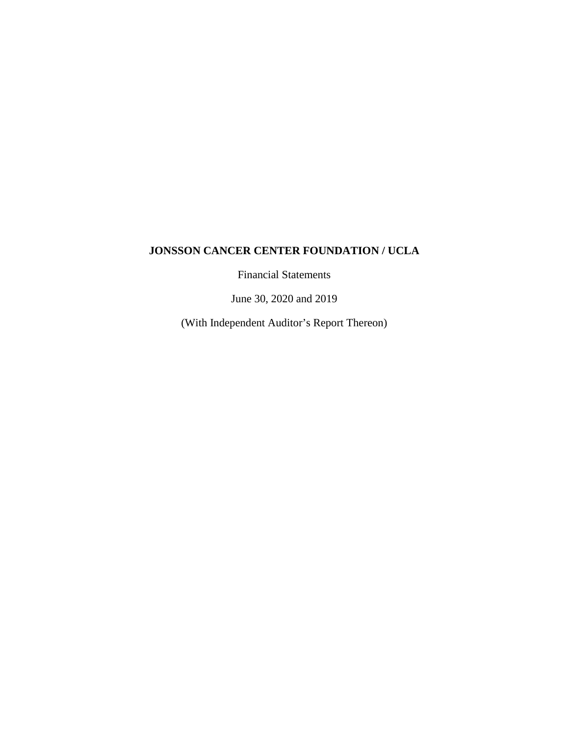# JONSSON CANCER CENTER FOUNDATION / UCLA

Financial Statements

June 30, 2020 and 2019

(With Independent Auditor’s Report Thereon)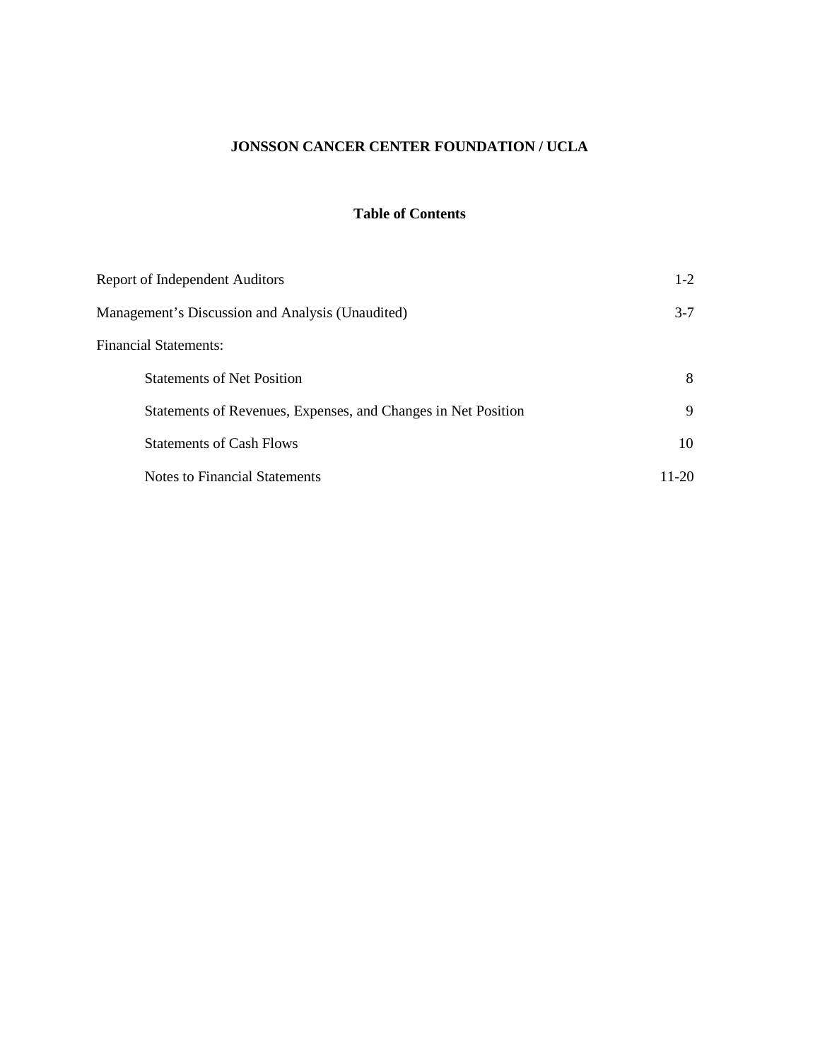# JONSSON CANCER CENTER FOUNDATION / UCLA

## Table of Contents

| | |
|---|---|
| Report of Independent Auditors | 1-2 |
| Management's Discussion and Analysis (Unaudited) | 3-7 |
| Financial Statements: | |
| Statements of Net Position | 8 |
| Statements of Revenues, Expenses, and Changes in Net Position | 9 |
| Statements of Cash Flows | 10 |
| Notes to Financial Statements | 11-20 |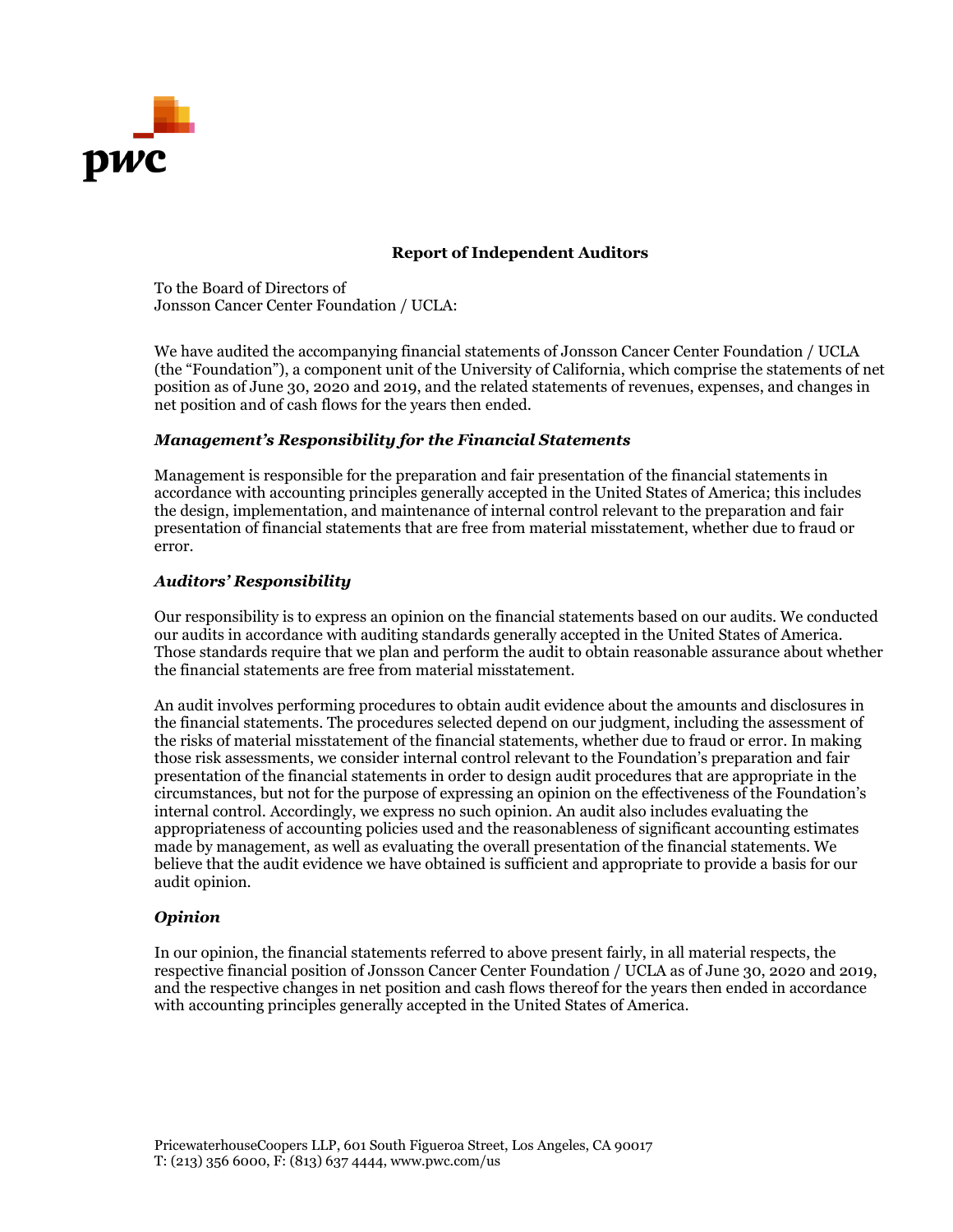# Report of Independent Auditors

To the Board of Directors of
Jonsson Cancer Center Foundation / UCLA:

We have audited the accompanying financial statements of Jonsson Cancer Center Foundation / UCLA (the "Foundation"), a component unit of the University of California, which comprise the statements of net position as of June 30, 2020 and 2019, and the related statements of revenues, expenses, and changes in net position and of cash flows for the years then ended.

### *Management's Responsibility for the Financial Statements*

Management is responsible for the preparation and fair presentation of the financial statements in accordance with accounting principles generally accepted in the United States of America; this includes the design, implementation, and maintenance of internal control relevant to the preparation and fair presentation of financial statements that are free from material misstatement, whether due to fraud or error.

### *Auditors' Responsibility*

Our responsibility is to express an opinion on the financial statements based on our audits. We conducted our audits in accordance with auditing standards generally accepted in the United States of America. Those standards require that we plan and perform the audit to obtain reasonable assurance about whether the financial statements are free from material misstatement.

An audit involves performing procedures to obtain audit evidence about the amounts and disclosures in the financial statements. The procedures selected depend on our judgment, including the assessment of the risks of material misstatement of the financial statements, whether due to fraud or error. In making those risk assessments, we consider internal control relevant to the Foundation's preparation and fair presentation of the financial statements in order to design audit procedures that are appropriate in the circumstances, but not for the purpose of expressing an opinion on the effectiveness of the Foundation's internal control. Accordingly, we express no such opinion. An audit also includes evaluating the appropriateness of accounting policies used and the reasonableness of significant accounting estimates made by management, as well as evaluating the overall presentation of the financial statements. We believe that the audit evidence we have obtained is sufficient and appropriate to provide a basis for our audit opinion.

### *Opinion*

In our opinion, the financial statements referred to above present fairly, in all material respects, the respective financial position of Jonsson Cancer Center Foundation / UCLA as of June 30, 2020 and 2019, and the respective changes in net position and cash flows thereof for the years then ended in accordance with accounting principles generally accepted in the United States of America.

PricewaterhouseCoopers LLP, 601 South Figueroa Street, Los Angeles, CA 90017
T: (213) 356 6000, F: (813) 637 4444, www.pwc.com/us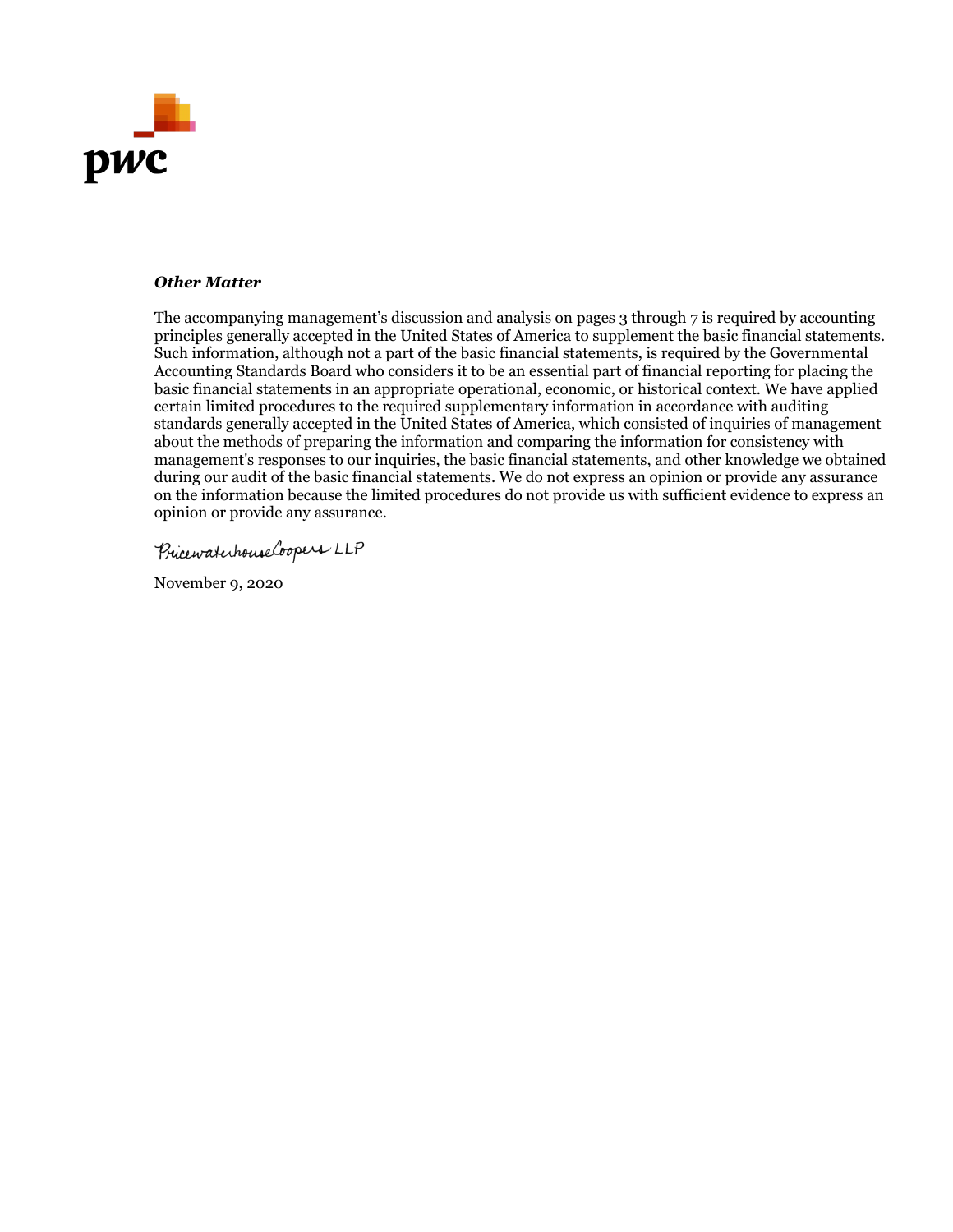### *Other Matter*

The accompanying management's discussion and analysis on pages 3 through 7 is required by accounting principles generally accepted in the United States of America to supplement the basic financial statements. Such information, although not a part of the basic financial statements, is required by the Governmental Accounting Standards Board who considers it to be an essential part of financial reporting for placing the basic financial statements in an appropriate operational, economic, or historical context. We have applied certain limited procedures to the required supplementary information in accordance with auditing standards generally accepted in the United States of America, which consisted of inquiries of management about the methods of preparing the information and comparing the information for consistency with management's responses to our inquiries, the basic financial statements, and other knowledge we obtained during our audit of the basic financial statements. We do not express an opinion or provide any assurance on the information because the limited procedures do not provide us with sufficient evidence to express an opinion or provide any assurance.

PricewaterhouseCoopers LLP

November 9, 2020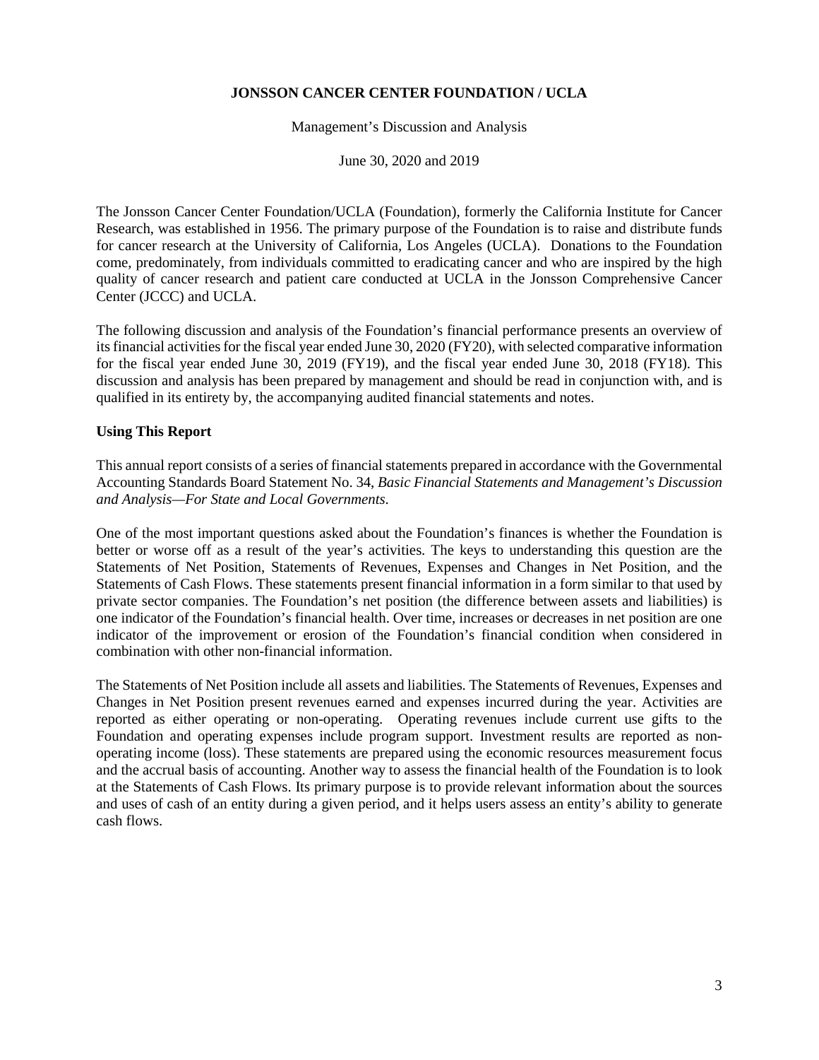**JONSSON CANCER CENTER FOUNDATION / UCLA**

Management's Discussion and Analysis

June 30, 2020 and 2019

The Jonsson Cancer Center Foundation/UCLA (Foundation), formerly the California Institute for Cancer Research, was established in 1956. The primary purpose of the Foundation is to raise and distribute funds for cancer research at the University of California, Los Angeles (UCLA). Donations to the Foundation come, predominately, from individuals committed to eradicating cancer and who are inspired by the high quality of cancer research and patient care conducted at UCLA in the Jonsson Comprehensive Cancer Center (JCCC) and UCLA.

The following discussion and analysis of the Foundation's financial performance presents an overview of its financial activities for the fiscal year ended June 30, 2020 (FY20), with selected comparative information for the fiscal year ended June 30, 2019 (FY19), and the fiscal year ended June 30, 2018 (FY18). This discussion and analysis has been prepared by management and should be read in conjunction with, and is qualified in its entirety by, the accompanying audited financial statements and notes.

## Using This Report

This annual report consists of a series of financial statements prepared in accordance with the Governmental Accounting Standards Board Statement No. 34, *Basic Financial Statements and Management's Discussion and Analysis—For State and Local Governments*.

One of the most important questions asked about the Foundation's finances is whether the Foundation is better or worse off as a result of the year's activities. The keys to understanding this question are the Statements of Net Position, Statements of Revenues, Expenses and Changes in Net Position, and the Statements of Cash Flows. These statements present financial information in a form similar to that used by private sector companies. The Foundation's net position (the difference between assets and liabilities) is one indicator of the Foundation's financial health. Over time, increases or decreases in net position are one indicator of the improvement or erosion of the Foundation's financial condition when considered in combination with other non-financial information.

The Statements of Net Position include all assets and liabilities. The Statements of Revenues, Expenses and Changes in Net Position present revenues earned and expenses incurred during the year. Activities are reported as either operating or non-operating. Operating revenues include current use gifts to the Foundation and operating expenses include program support. Investment results are reported as non-operating income (loss). These statements are prepared using the economic resources measurement focus and the accrual basis of accounting. Another way to assess the financial health of the Foundation is to look at the Statements of Cash Flows. Its primary purpose is to provide relevant information about the sources and uses of cash of an entity during a given period, and it helps users assess an entity's ability to generate cash flows.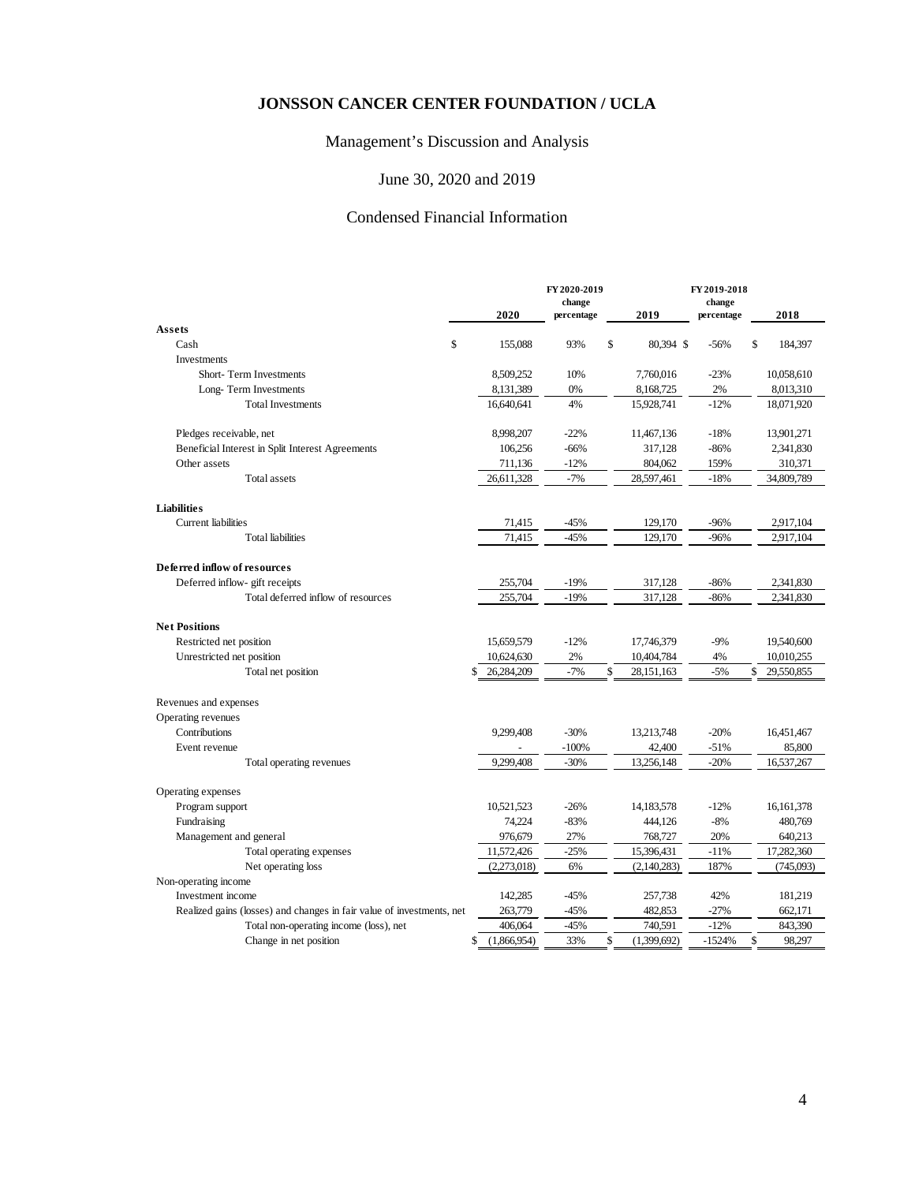# JONSSON CANCER CENTER FOUNDATION / UCLA

## Management's Discussion and Analysis

## June 30, 2020 and 2019

## Condensed Financial Information

| | 2020 | FY 2020-2019 change percentage | 2019 | FY 2019-2018 change percentage | 2018 |
|---|---|---|---|---|---|
| **Assets** | | | | | |
| Cash | $ 155,088 | 93% | $ 80,394 | -56% | $ 184,397 |
| Investments | | | | | |
| Short- Term Investments | 8,509,252 | 10% | 7,760,016 | -23% | 10,058,610 |
| Long- Term Investments | 8,131,389 | 0% | 8,168,725 | 2% | 8,013,310 |
| Total Investments | 16,640,641 | 4% | 15,928,741 | -12% | 18,071,920 |
| Pledges receivable, net | 8,998,207 | -22% | 11,467,136 | -18% | 13,901,271 |
| Beneficial Interest in Split Interest Agreements | 106,256 | -66% | 317,128 | -86% | 2,341,830 |
| Other assets | 711,136 | -12% | 804,062 | 159% | 310,371 |
| Total assets | 26,611,328 | -7% | 28,597,461 | -18% | 34,809,789 |
| **Liabilities** | | | | | |
| Current liabilities | 71,415 | -45% | 129,170 | -96% | 2,917,104 |
| Total liabilities | 71,415 | -45% | 129,170 | -96% | 2,917,104 |
| **Deferred inflow of resources** | | | | | |
| Deferred inflow- gift receipts | 255,704 | -19% | 317,128 | -86% | 2,341,830 |
| Total deferred inflow of resources | 255,704 | -19% | 317,128 | -86% | 2,341,830 |
| **Net Positions** | | | | | |
| Restricted net position | 15,659,579 | -12% | 17,746,379 | -9% | 19,540,600 |
| Unrestricted net position | 10,624,630 | 2% | 10,404,784 | 4% | 10,010,255 |
| Total net position | $ 26,284,209 | -7% | $ 28,151,163 | -5% | $ 29,550,855 |
| Revenues and expenses | | | | | |
| Operating revenues | | | | | |
| Contributions | 9,299,408 | -30% | 13,213,748 | -20% | 16,451,467 |
| Event revenue | - | -100% | 42,400 | -51% | 85,800 |
| Total operating revenues | 9,299,408 | -30% | 13,256,148 | -20% | 16,537,267 |
| Operating expenses | | | | | |
| Program support | 10,521,523 | -26% | 14,183,578 | -12% | 16,161,378 |
| Fundraising | 74,224 | -83% | 444,126 | -8% | 480,769 |
| Management and general | 976,679 | 27% | 768,727 | 20% | 640,213 |
| Total operating expenses | 11,572,426 | -25% | 15,396,431 | -11% | 17,282,360 |
| Net operating loss | (2,273,018) | 6% | (2,140,283) | 187% | (745,093) |
| Non-operating income | | | | | |
| Investment income | 142,285 | -45% | 257,738 | 42% | 181,219 |
| Realized gains (losses) and changes in fair value of investments, net | 263,779 | -45% | 482,853 | -27% | 662,171 |
| Total non-operating income (loss), net | 406,064 | -45% | 740,591 | -12% | 843,390 |
| Change in net position | $ (1,866,954) | 33% | $ (1,399,692) | -1524% | $ 98,297 |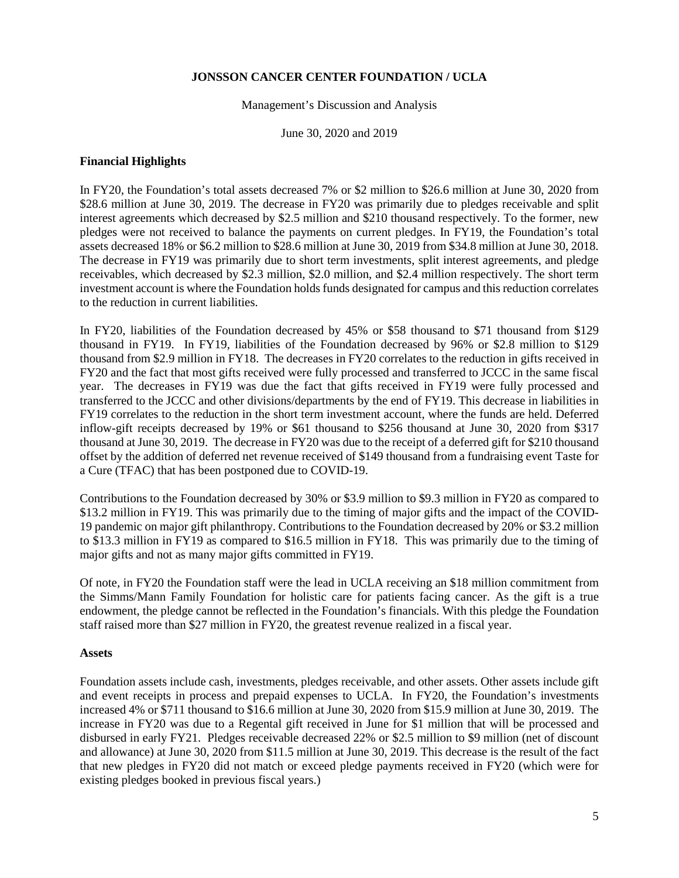**JONSSON CANCER CENTER FOUNDATION / UCLA**

Management's Discussion and Analysis

June 30, 2020 and 2019

**Financial Highlights**

In FY20, the Foundation's total assets decreased 7% or $2 million to $26.6 million at June 30, 2020 from $28.6 million at June 30, 2019. The decrease in FY20 was primarily due to pledges receivable and split interest agreements which decreased by $2.5 million and $210 thousand respectively. To the former, new pledges were not received to balance the payments on current pledges. In FY19, the Foundation's total assets decreased 18% or $6.2 million to $28.6 million at June 30, 2019 from $34.8 million at June 30, 2018. The decrease in FY19 was primarily due to short term investments, split interest agreements, and pledge receivables, which decreased by $2.3 million, $2.0 million, and $2.4 million respectively. The short term investment account is where the Foundation holds funds designated for campus and this reduction correlates to the reduction in current liabilities.

In FY20, liabilities of the Foundation decreased by 45% or $58 thousand to $71 thousand from $129 thousand in FY19. In FY19, liabilities of the Foundation decreased by 96% or $2.8 million to $129 thousand from $2.9 million in FY18. The decreases in FY20 correlates to the reduction in gifts received in FY20 and the fact that most gifts received were fully processed and transferred to JCCC in the same fiscal year. The decreases in FY19 was due the fact that gifts received in FY19 were fully processed and transferred to the JCCC and other divisions/departments by the end of FY19. This decrease in liabilities in FY19 correlates to the reduction in the short term investment account, where the funds are held. Deferred inflow-gift receipts decreased by 19% or $61 thousand to $256 thousand at June 30, 2020 from $317 thousand at June 30, 2019. The decrease in FY20 was due to the receipt of a deferred gift for $210 thousand offset by the addition of deferred net revenue received of $149 thousand from a fundraising event Taste for a Cure (TFAC) that has been postponed due to COVID-19.

Contributions to the Foundation decreased by 30% or $3.9 million to $9.3 million in FY20 as compared to $13.2 million in FY19. This was primarily due to the timing of major gifts and the impact of the COVID-19 pandemic on major gift philanthropy. Contributions to the Foundation decreased by 20% or $3.2 million to $13.3 million in FY19 as compared to $16.5 million in FY18. This was primarily due to the timing of major gifts and not as many major gifts committed in FY19.

Of note, in FY20 the Foundation staff were the lead in UCLA receiving an $18 million commitment from the Simms/Mann Family Foundation for holistic care for patients facing cancer. As the gift is a true endowment, the pledge cannot be reflected in the Foundation's financials. With this pledge the Foundation staff raised more than $27 million in FY20, the greatest revenue realized in a fiscal year.

**Assets**

Foundation assets include cash, investments, pledges receivable, and other assets. Other assets include gift and event receipts in process and prepaid expenses to UCLA. In FY20, the Foundation's investments increased 4% or $711 thousand to $16.6 million at June 30, 2020 from $15.9 million at June 30, 2019. The increase in FY20 was due to a Regental gift received in June for $1 million that will be processed and disbursed in early FY21. Pledges receivable decreased 22% or $2.5 million to $9 million (net of discount and allowance) at June 30, 2020 from $11.5 million at June 30, 2019. This decrease is the result of the fact that new pledges in FY20 did not match or exceed pledge payments received in FY20 (which were for existing pledges booked in previous fiscal years.)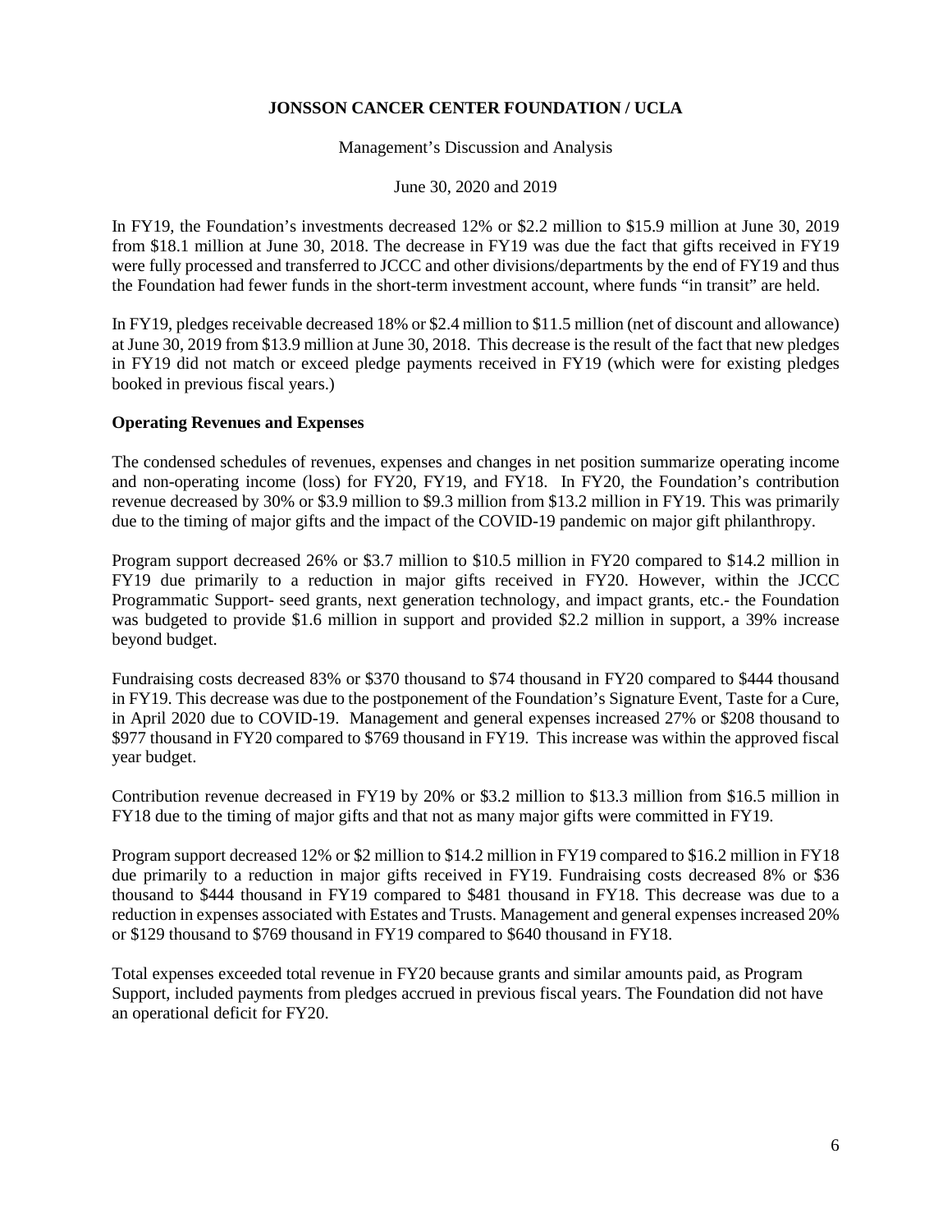In FY19, the Foundation's investments decreased 12% or $2.2 million to $15.9 million at June 30, 2019 from $18.1 million at June 30, 2018. The decrease in FY19 was due the fact that gifts received in FY19 were fully processed and transferred to JCCC and other divisions/departments by the end of FY19 and thus the Foundation had fewer funds in the short-term investment account, where funds "in transit" are held.

In FY19, pledges receivable decreased 18% or $2.4 million to $11.5 million (net of discount and allowance) at June 30, 2019 from $13.9 million at June 30, 2018. This decrease is the result of the fact that new pledges in FY19 did not match or exceed pledge payments received in FY19 (which were for existing pledges booked in previous fiscal years.)

**Operating Revenues and Expenses**

The condensed schedules of revenues, expenses and changes in net position summarize operating income and non-operating income (loss) for FY20, FY19, and FY18. In FY20, the Foundation's contribution revenue decreased by 30% or $3.9 million to $9.3 million from $13.2 million in FY19. This was primarily due to the timing of major gifts and the impact of the COVID-19 pandemic on major gift philanthropy.

Program support decreased 26% or $3.7 million to $10.5 million in FY20 compared to $14.2 million in FY19 due primarily to a reduction in major gifts received in FY20. However, within the JCCC Programmatic Support- seed grants, next generation technology, and impact grants, etc.- the Foundation was budgeted to provide $1.6 million in support and provided $2.2 million in support, a 39% increase beyond budget.

Fundraising costs decreased 83% or $370 thousand to $74 thousand in FY20 compared to $444 thousand in FY19. This decrease was due to the postponement of the Foundation's Signature Event, Taste for a Cure, in April 2020 due to COVID-19. Management and general expenses increased 27% or $208 thousand to $977 thousand in FY20 compared to $769 thousand in FY19. This increase was within the approved fiscal year budget.

Contribution revenue decreased in FY19 by 20% or $3.2 million to $13.3 million from $16.5 million in FY18 due to the timing of major gifts and that not as many major gifts were committed in FY19.

Program support decreased 12% or $2 million to $14.2 million in FY19 compared to $16.2 million in FY18 due primarily to a reduction in major gifts received in FY19. Fundraising costs decreased 8% or $36 thousand to $444 thousand in FY19 compared to $481 thousand in FY18. This decrease was due to a reduction in expenses associated with Estates and Trusts. Management and general expenses increased 20% or $129 thousand to $769 thousand in FY19 compared to $640 thousand in FY18.

Total expenses exceeded total revenue in FY20 because grants and similar amounts paid, as Program Support, included payments from pledges accrued in previous fiscal years. The Foundation did not have an operational deficit for FY20.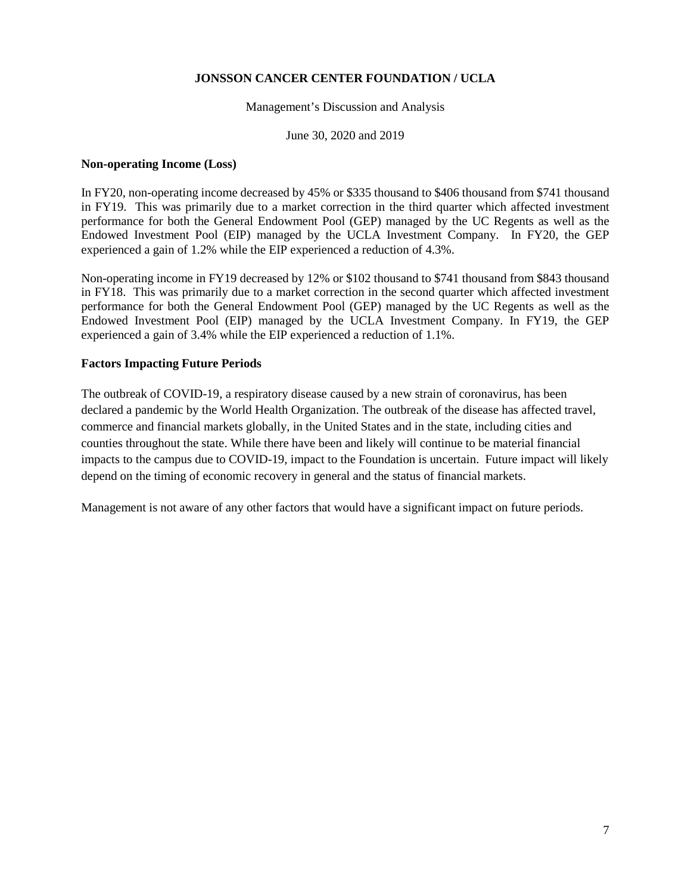## Non-operating Income (Loss)

In FY20, non-operating income decreased by 45% or $335 thousand to $406 thousand from $741 thousand in FY19. This was primarily due to a market correction in the third quarter which affected investment performance for both the General Endowment Pool (GEP) managed by the UC Regents as well as the Endowed Investment Pool (EIP) managed by the UCLA Investment Company. In FY20, the GEP experienced a gain of 1.2% while the EIP experienced a reduction of 4.3%.

Non-operating income in FY19 decreased by 12% or $102 thousand to $741 thousand from $843 thousand in FY18. This was primarily due to a market correction in the second quarter which affected investment performance for both the General Endowment Pool (GEP) managed by the UC Regents as well as the Endowed Investment Pool (EIP) managed by the UCLA Investment Company. In FY19, the GEP experienced a gain of 3.4% while the EIP experienced a reduction of 1.1%.

## Factors Impacting Future Periods

The outbreak of COVID-19, a respiratory disease caused by a new strain of coronavirus, has been declared a pandemic by the World Health Organization. The outbreak of the disease has affected travel, commerce and financial markets globally, in the United States and in the state, including cities and counties throughout the state. While there have been and likely will continue to be material financial impacts to the campus due to COVID-19, impact to the Foundation is uncertain. Future impact will likely depend on the timing of economic recovery in general and the status of financial markets.

Management is not aware of any other factors that would have a significant impact on future periods.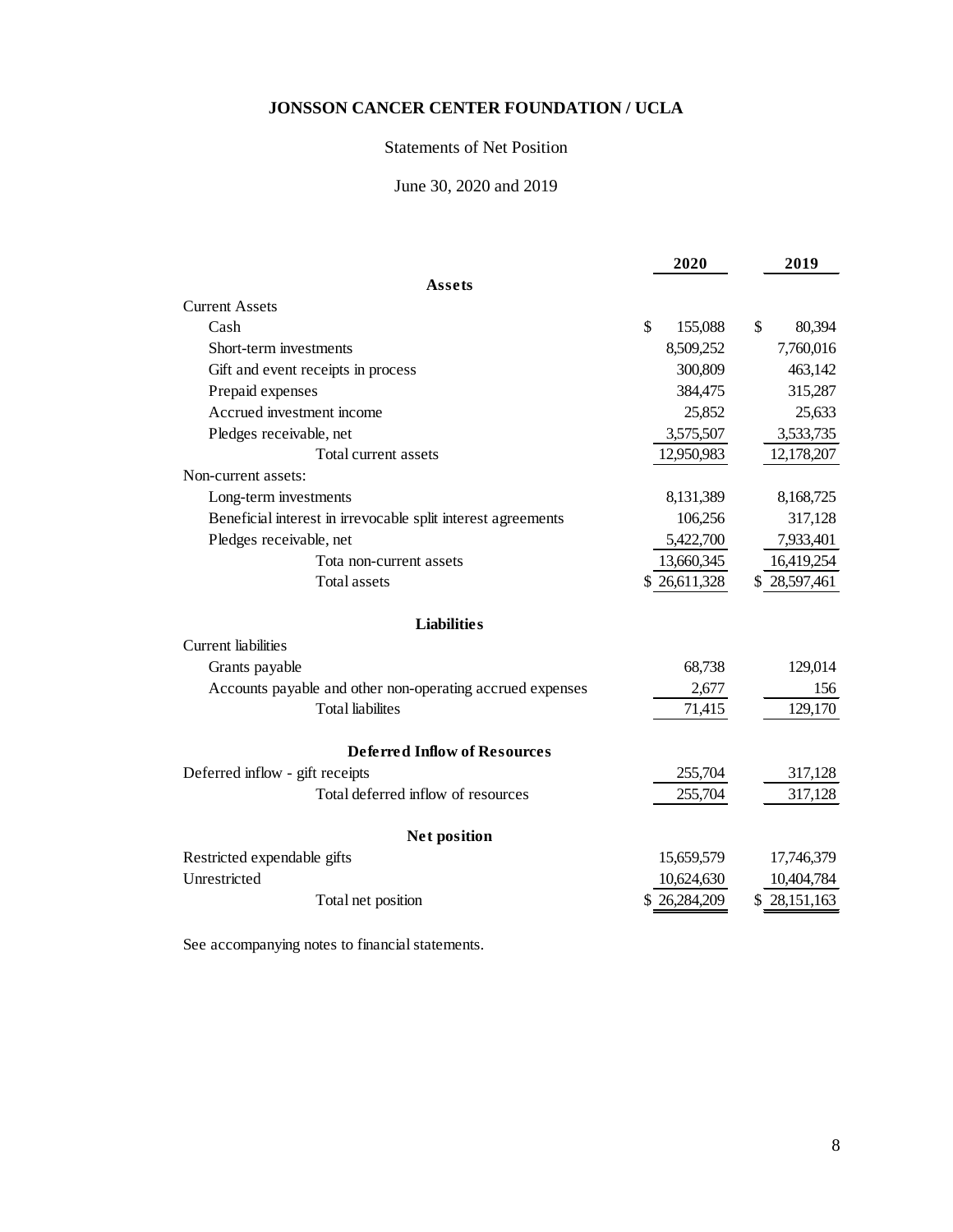# JONSSON CANCER CENTER FOUNDATION / UCLA

Statements of Net Position

June 30, 2020 and 2019

| | 2020 | 2019 |
|---|---|---|
| **Assets** | | |
| Current Assets | | |
| Cash | $ 155,088 | $ 80,394 |
| Short-term investments | 8,509,252 | 7,760,016 |
| Gift and event receipts in process | 300,809 | 463,142 |
| Prepaid expenses | 384,475 | 315,287 |
| Accrued investment income | 25,852 | 25,633 |
| Pledges receivable, net | 3,575,507 | 3,533,735 |
| Total current assets | 12,950,983 | 12,178,207 |
| Non-current assets: | | |
| Long-term investments | 8,131,389 | 8,168,725 |
| Beneficial interest in irrevocable split interest agreements | 106,256 | 317,128 |
| Pledges receivable, net | 5,422,700 | 7,933,401 |
| Tota non-current assets | 13,660,345 | 16,419,254 |
| Total assets | $ 26,611,328 | $ 28,597,461 |
| **Liabilities** | | |
| Current liabilities | | |
| Grants payable | 68,738 | 129,014 |
| Accounts payable and other non-operating accrued expenses | 2,677 | 156 |
| Total liabilites | 71,415 | 129,170 |
| **Deferred Inflow of Resources** | | |
| Deferred inflow - gift receipts | 255,704 | 317,128 |
| Total deferred inflow of resources | 255,704 | 317,128 |
| **Net position** | | |
| Restricted expendable gifts | 15,659,579 | 17,746,379 |
| Unrestricted | 10,624,630 | 10,404,784 |
| Total net position | $ 26,284,209 | $ 28,151,163 |

See accompanying notes to financial statements.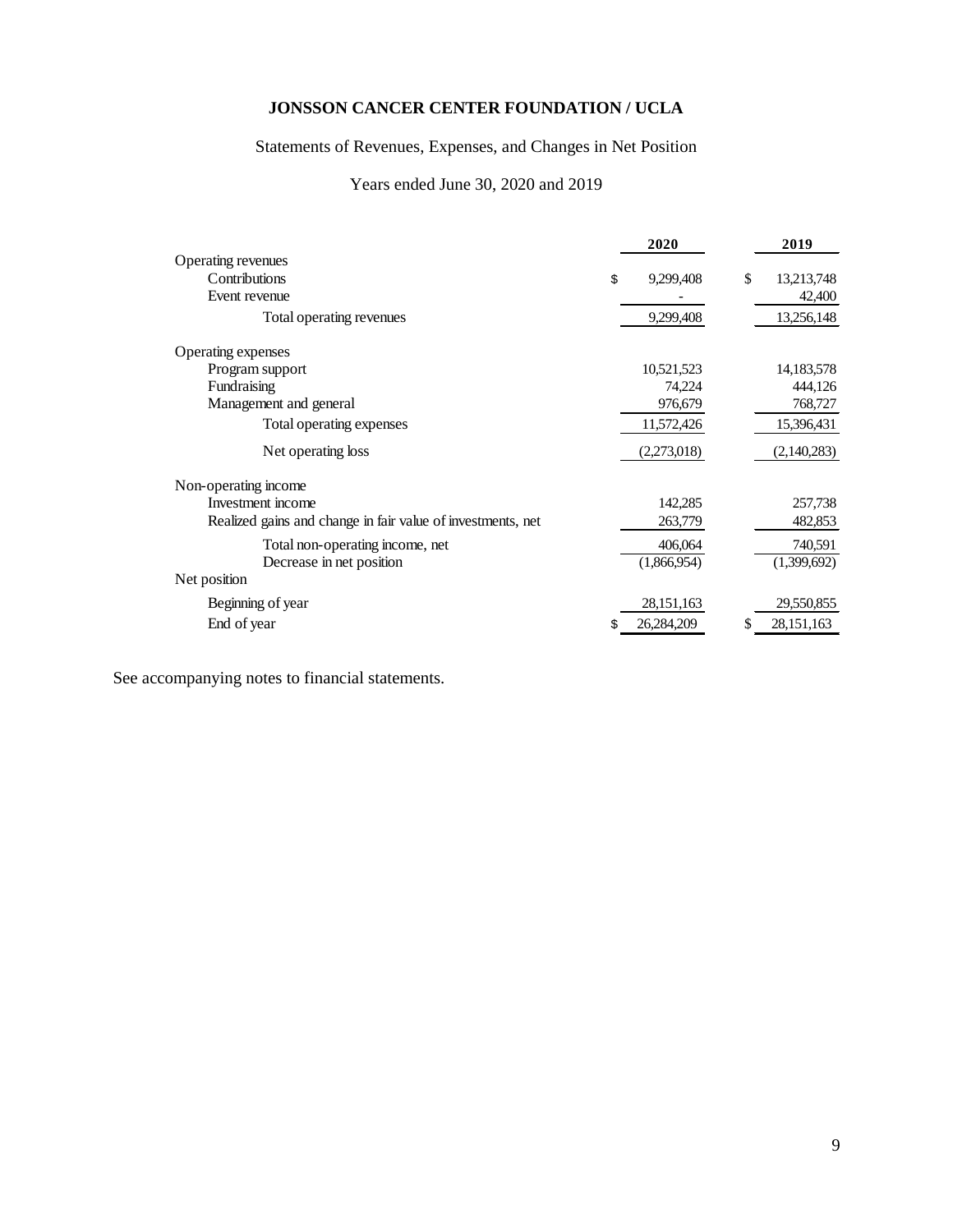# JONSSON CANCER CENTER FOUNDATION / UCLA

Statements of Revenues, Expenses, and Changes in Net Position

Years ended June 30, 2020 and 2019

| | 2020 | 2019 |
|---|---|---|
| Operating revenues | | |
| Contributions | $ 9,299,408 | $ 13,213,748 |
| Event revenue | - | 42,400 |
| Total operating revenues | 9,299,408 | 13,256,148 |
| Operating expenses | | |
| Program support | 10,521,523 | 14,183,578 |
| Fundraising | 74,224 | 444,126 |
| Management and general | 976,679 | 768,727 |
| Total operating expenses | 11,572,426 | 15,396,431 |
| Net operating loss | (2,273,018) | (2,140,283) |
| Non-operating income | | |
| Investment income | 142,285 | 257,738 |
| Realized gains and change in fair value of investments, net | 263,779 | 482,853 |
| Total non-operating income, net | 406,064 | 740,591 |
| Decrease in net position | (1,866,954) | (1,399,692) |
| Net position | | |
| Beginning of year | 28,151,163 | 29,550,855 |
| End of year | $ 26,284,209 | $ 28,151,163 |

See accompanying notes to financial statements.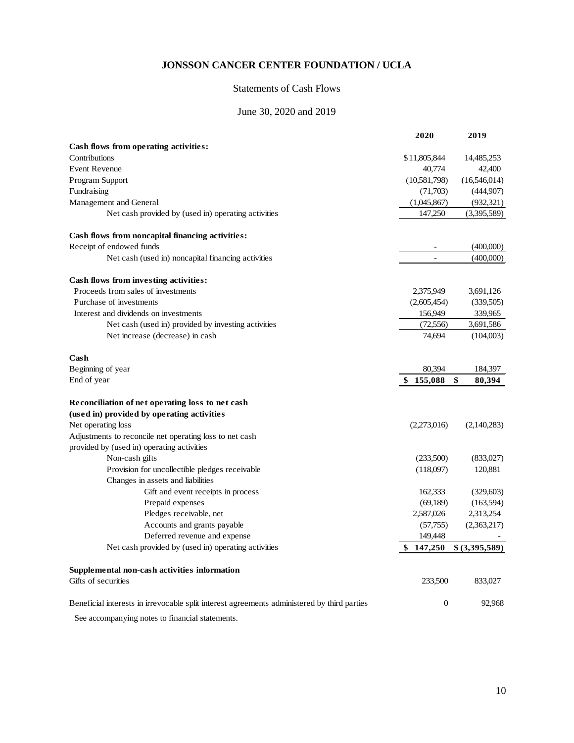# JONSSON CANCER CENTER FOUNDATION / UCLA

## Statements of Cash Flows

### June 30, 2020 and 2019

| | 2020 | 2019 |
|---|---|---|
| **Cash flows from operating activities:** | | |
| Contributions | $11,805,844 | 14,485,253 |
| Event Revenue | 40,774 | 42,400 |
| Program Support | (10,581,798) | (16,546,014) |
| Fundraising | (71,703) | (444,907) |
| Management and General | (1,045,867) | (932,321) |
| Net cash provided by (used in) operating activities | 147,250 | (3,395,589) |
| **Cash flows from noncapital financing activities:** | | |
| Receipt of endowed funds | - | (400,000) |
| Net cash (used in) noncapital financing activities | - | (400,000) |
| **Cash flows from investing activities:** | | |
| Proceeds from sales of investments | 2,375,949 | 3,691,126 |
| Purchase of investments | (2,605,454) | (339,505) |
| Interest and dividends on investments | 156,949 | 339,965 |
| Net cash (used in) provided by investing activities | (72,556) | 3,691,586 |
| Net increase (decrease) in cash | 74,694 | (104,003) |
| **Cash** | | |
| Beginning of year | 80,394 | 184,397 |
| End of year | $ 155,088 | $ 80,394 |
| **Reconciliation of net operating loss to net cash (used in) provided by operating activities** | | |
| Net operating loss | (2,273,016) | (2,140,283) |
| Adjustments to reconcile net operating loss to net cash provided by (used in) operating activities | | |
| Non-cash gifts | (233,500) | (833,027) |
| Provision for uncollectible pledges receivable | (118,097) | 120,881 |
| Changes in assets and liabilities | | |
| Gift and event receipts in process | 162,333 | (329,603) |
| Prepaid expenses | (69,189) | (163,594) |
| Pledges receivable, net | 2,587,026 | 2,313,254 |
| Accounts and grants payable | (57,755) | (2,363,217) |
| Deferred revenue and expense | 149,448 | - |
| Net cash provided by (used in) operating activities | $ 147,250 | $ (3,395,589) |
| **Supplemental non-cash activities information** | | |
| Gifts of securities | 233,500 | 833,027 |
| Beneficial interests in irrevocable split interest agreements administered by third parties | 0 | 92,968 |

See accompanying notes to financial statements.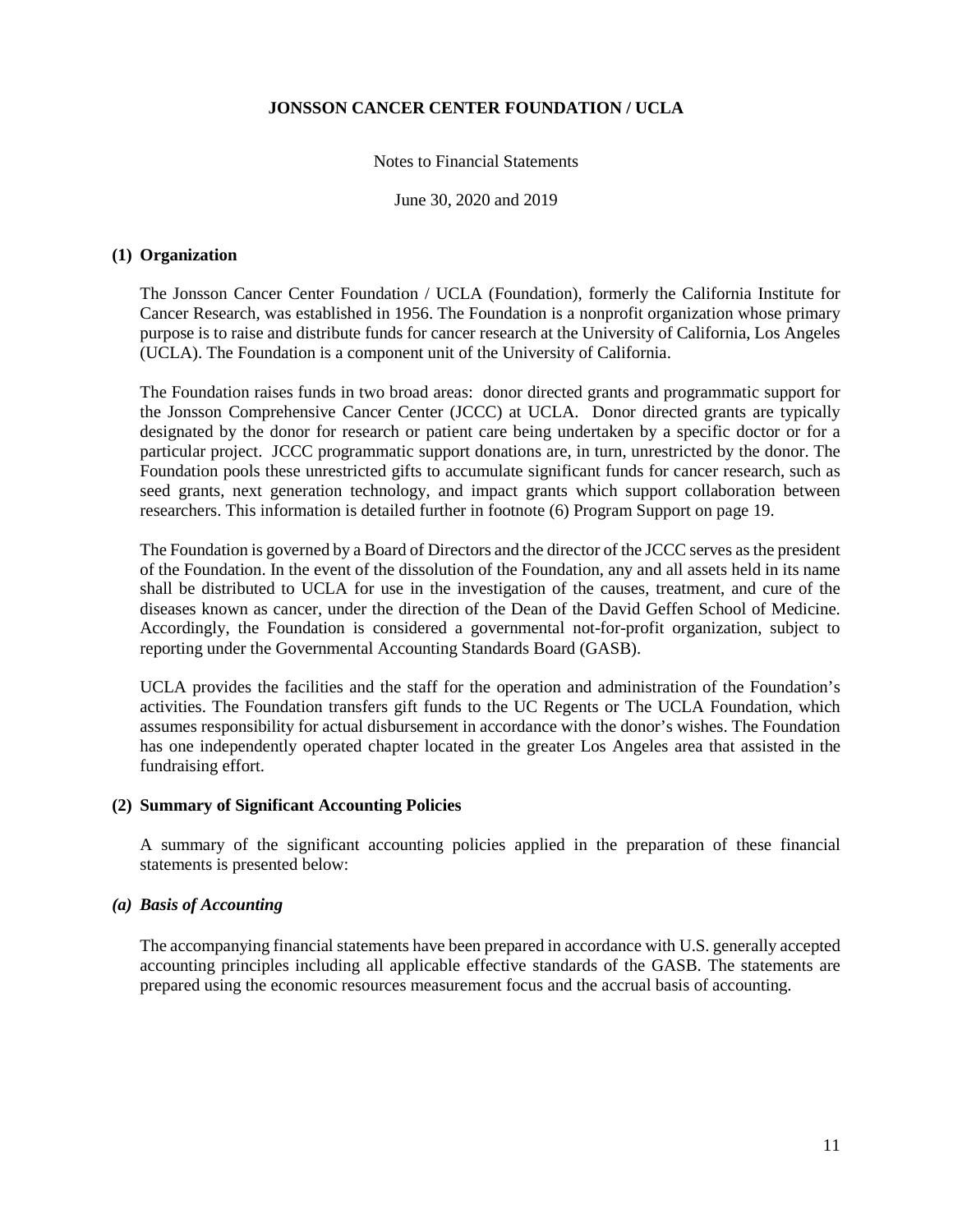# JONSSON CANCER CENTER FOUNDATION / UCLA

Notes to Financial Statements

June 30, 2020 and 2019

## (1) Organization

The Jonsson Cancer Center Foundation / UCLA (Foundation), formerly the California Institute for Cancer Research, was established in 1956. The Foundation is a nonprofit organization whose primary purpose is to raise and distribute funds for cancer research at the University of California, Los Angeles (UCLA). The Foundation is a component unit of the University of California.

The Foundation raises funds in two broad areas: donor directed grants and programmatic support for the Jonsson Comprehensive Cancer Center (JCCC) at UCLA. Donor directed grants are typically designated by the donor for research or patient care being undertaken by a specific doctor or for a particular project. JCCC programmatic support donations are, in turn, unrestricted by the donor. The Foundation pools these unrestricted gifts to accumulate significant funds for cancer research, such as seed grants, next generation technology, and impact grants which support collaboration between researchers. This information is detailed further in footnote (6) Program Support on page 19.

The Foundation is governed by a Board of Directors and the director of the JCCC serves as the president of the Foundation. In the event of the dissolution of the Foundation, any and all assets held in its name shall be distributed to UCLA for use in the investigation of the causes, treatment, and cure of the diseases known as cancer, under the direction of the Dean of the David Geffen School of Medicine. Accordingly, the Foundation is considered a governmental not-for-profit organization, subject to reporting under the Governmental Accounting Standards Board (GASB).

UCLA provides the facilities and the staff for the operation and administration of the Foundation's activities. The Foundation transfers gift funds to the UC Regents or The UCLA Foundation, which assumes responsibility for actual disbursement in accordance with the donor's wishes. The Foundation has one independently operated chapter located in the greater Los Angeles area that assisted in the fundraising effort.

## (2) Summary of Significant Accounting Policies

A summary of the significant accounting policies applied in the preparation of these financial statements is presented below:

### *(a) Basis of Accounting*

The accompanying financial statements have been prepared in accordance with U.S. generally accepted accounting principles including all applicable effective standards of the GASB. The statements are prepared using the economic resources measurement focus and the accrual basis of accounting.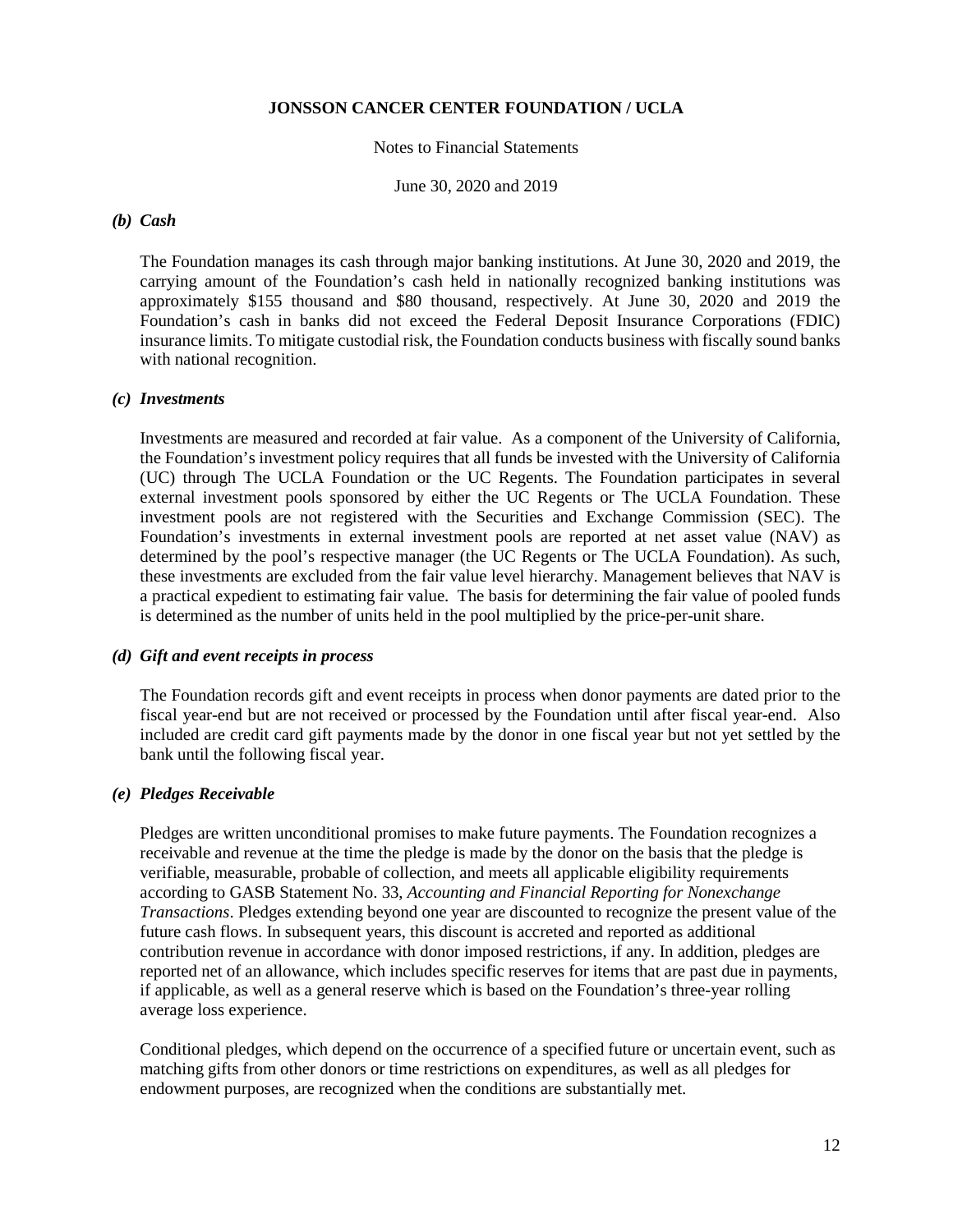### *(b) Cash*

The Foundation manages its cash through major banking institutions. At June 30, 2020 and 2019, the carrying amount of the Foundation's cash held in nationally recognized banking institutions was approximately $155 thousand and $80 thousand, respectively. At June 30, 2020 and 2019 the Foundation's cash in banks did not exceed the Federal Deposit Insurance Corporations (FDIC) insurance limits. To mitigate custodial risk, the Foundation conducts business with fiscally sound banks with national recognition.

### *(c) Investments*

Investments are measured and recorded at fair value. As a component of the University of California, the Foundation's investment policy requires that all funds be invested with the University of California (UC) through The UCLA Foundation or the UC Regents. The Foundation participates in several external investment pools sponsored by either the UC Regents or The UCLA Foundation. These investment pools are not registered with the Securities and Exchange Commission (SEC). The Foundation's investments in external investment pools are reported at net asset value (NAV) as determined by the pool's respective manager (the UC Regents or The UCLA Foundation). As such, these investments are excluded from the fair value level hierarchy. Management believes that NAV is a practical expedient to estimating fair value. The basis for determining the fair value of pooled funds is determined as the number of units held in the pool multiplied by the price-per-unit share.

### *(d) Gift and event receipts in process*

The Foundation records gift and event receipts in process when donor payments are dated prior to the fiscal year-end but are not received or processed by the Foundation until after fiscal year-end. Also included are credit card gift payments made by the donor in one fiscal year but not yet settled by the bank until the following fiscal year.

### *(e) Pledges Receivable*

Pledges are written unconditional promises to make future payments. The Foundation recognizes a receivable and revenue at the time the pledge is made by the donor on the basis that the pledge is verifiable, measurable, probable of collection, and meets all applicable eligibility requirements according to GASB Statement No. 33, *Accounting and Financial Reporting for Nonexchange Transactions*. Pledges extending beyond one year are discounted to recognize the present value of the future cash flows. In subsequent years, this discount is accreted and reported as additional contribution revenue in accordance with donor imposed restrictions, if any. In addition, pledges are reported net of an allowance, which includes specific reserves for items that are past due in payments, if applicable, as well as a general reserve which is based on the Foundation's three-year rolling average loss experience.

Conditional pledges, which depend on the occurrence of a specified future or uncertain event, such as matching gifts from other donors or time restrictions on expenditures, as well as all pledges for endowment purposes, are recognized when the conditions are substantially met.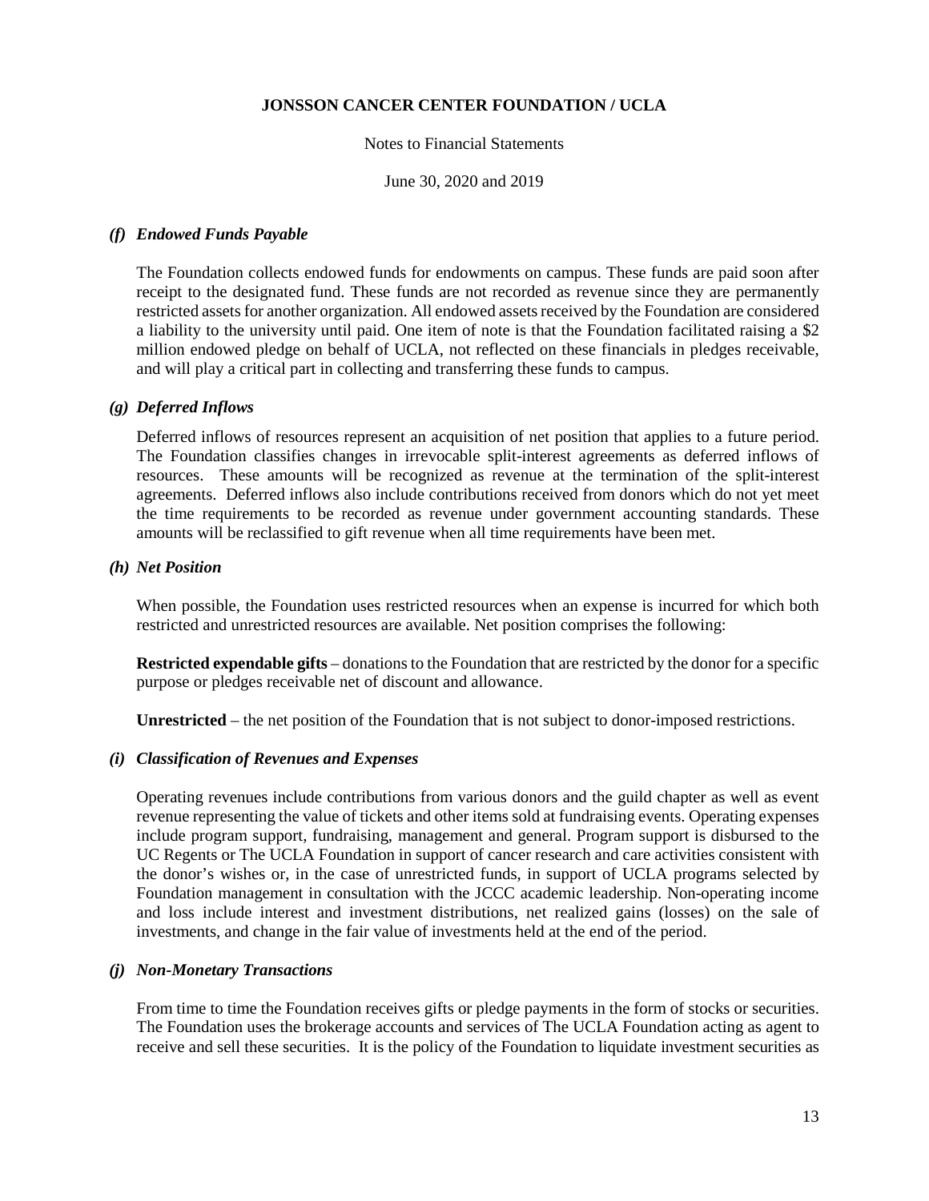### *(f) Endowed Funds Payable*

The Foundation collects endowed funds for endowments on campus. These funds are paid soon after receipt to the designated fund. These funds are not recorded as revenue since they are permanently restricted assets for another organization. All endowed assets received by the Foundation are considered a liability to the university until paid. One item of note is that the Foundation facilitated raising a $2 million endowed pledge on behalf of UCLA, not reflected on these financials in pledges receivable, and will play a critical part in collecting and transferring these funds to campus.

### *(g) Deferred Inflows*

Deferred inflows of resources represent an acquisition of net position that applies to a future period. The Foundation classifies changes in irrevocable split-interest agreements as deferred inflows of resources. These amounts will be recognized as revenue at the termination of the split-interest agreements. Deferred inflows also include contributions received from donors which do not yet meet the time requirements to be recorded as revenue under government accounting standards. These amounts will be reclassified to gift revenue when all time requirements have been met.

### *(h) Net Position*

When possible, the Foundation uses restricted resources when an expense is incurred for which both restricted and unrestricted resources are available. Net position comprises the following:

**Restricted expendable gifts** – donations to the Foundation that are restricted by the donor for a specific purpose or pledges receivable net of discount and allowance.

**Unrestricted** – the net position of the Foundation that is not subject to donor-imposed restrictions.

### *(i) Classification of Revenues and Expenses*

Operating revenues include contributions from various donors and the guild chapter as well as event revenue representing the value of tickets and other items sold at fundraising events. Operating expenses include program support, fundraising, management and general. Program support is disbursed to the UC Regents or The UCLA Foundation in support of cancer research and care activities consistent with the donor's wishes or, in the case of unrestricted funds, in support of UCLA programs selected by Foundation management in consultation with the JCCC academic leadership. Non-operating income and loss include interest and investment distributions, net realized gains (losses) on the sale of investments, and change in the fair value of investments held at the end of the period.

### *(j) Non-Monetary Transactions*

From time to time the Foundation receives gifts or pledge payments in the form of stocks or securities. The Foundation uses the brokerage accounts and services of The UCLA Foundation acting as agent to receive and sell these securities. It is the policy of the Foundation to liquidate investment securities as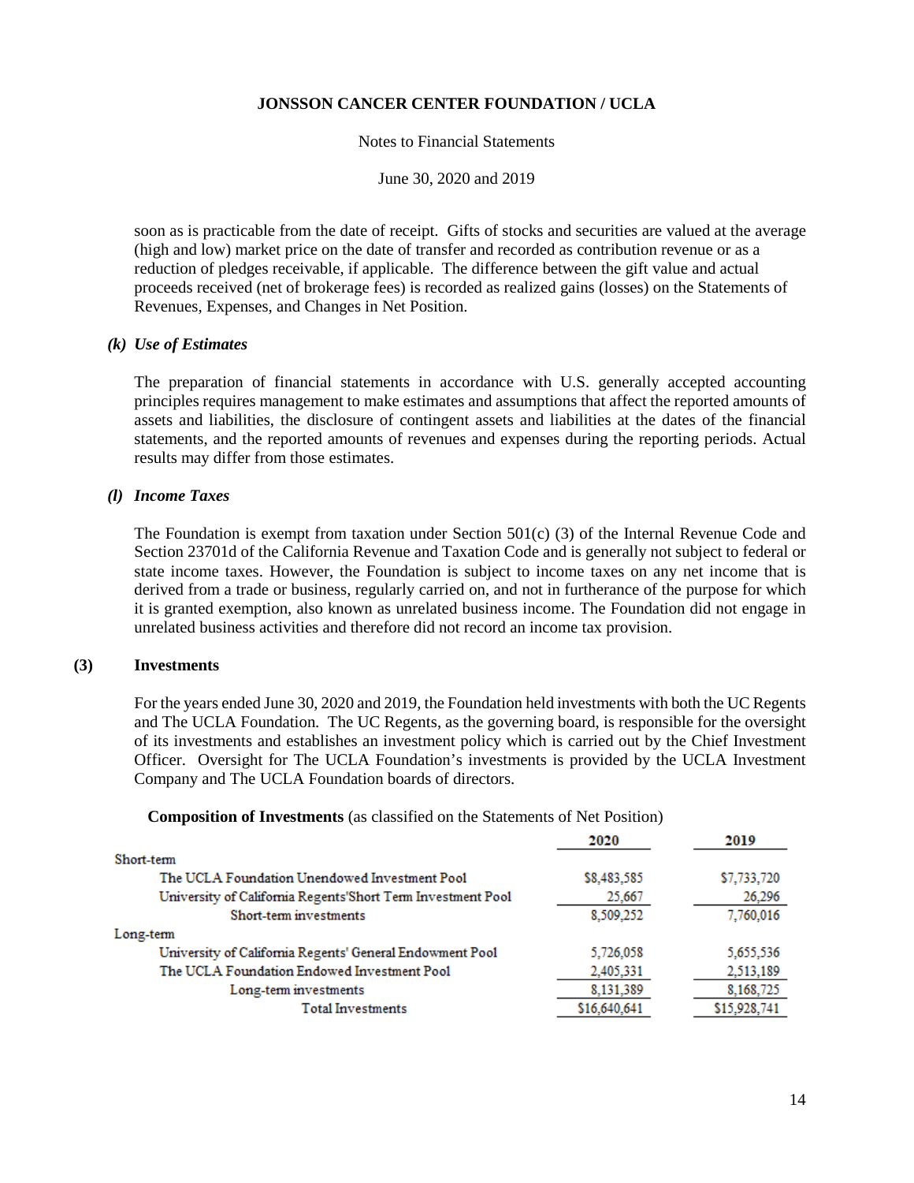soon as is practicable from the date of receipt. Gifts of stocks and securities are valued at the average (high and low) market price on the date of transfer and recorded as contribution revenue or as a reduction of pledges receivable, if applicable. The difference between the gift value and actual proceeds received (net of brokerage fees) is recorded as realized gains (losses) on the Statements of Revenues, Expenses, and Changes in Net Position.

### *(k) Use of Estimates*

The preparation of financial statements in accordance with U.S. generally accepted accounting principles requires management to make estimates and assumptions that affect the reported amounts of assets and liabilities, the disclosure of contingent assets and liabilities at the dates of the financial statements, and the reported amounts of revenues and expenses during the reporting periods. Actual results may differ from those estimates.

### *(l) Income Taxes*

The Foundation is exempt from taxation under Section 501(c) (3) of the Internal Revenue Code and Section 23701d of the California Revenue and Taxation Code and is generally not subject to federal or state income taxes. However, the Foundation is subject to income taxes on any net income that is derived from a trade or business, regularly carried on, and not in furtherance of the purpose for which it is granted exemption, also known as unrelated business income. The Foundation did not engage in unrelated business activities and therefore did not record an income tax provision.

## (3) Investments

For the years ended June 30, 2020 and 2019, the Foundation held investments with both the UC Regents and The UCLA Foundation. The UC Regents, as the governing board, is responsible for the oversight of its investments and establishes an investment policy which is carried out by the Chief Investment Officer. Oversight for The UCLA Foundation's investments is provided by the UCLA Investment Company and The UCLA Foundation boards of directors.

**Composition of Investments** (as classified on the Statements of Net Position)

| | 2020 | 2019 |
|---|---|---|
| Short-term | | |
| The UCLA Foundation Unendowed Investment Pool | $8,483,585 | $7,733,720 |
| University of California Regents'Short Term Investment Pool | 25,667 | 26,296 |
| Short-term investments | 8,509,252 | 7,760,016 |
| Long-term | | |
| University of California Regents' General Endowment Pool | 5,726,058 | 5,655,536 |
| The UCLA Foundation Endowed Investment Pool | 2,405,331 | 2,513,189 |
| Long-term investments | 8,131,389 | 8,168,725 |
| Total Investments | $16,640,641 | $15,928,741 |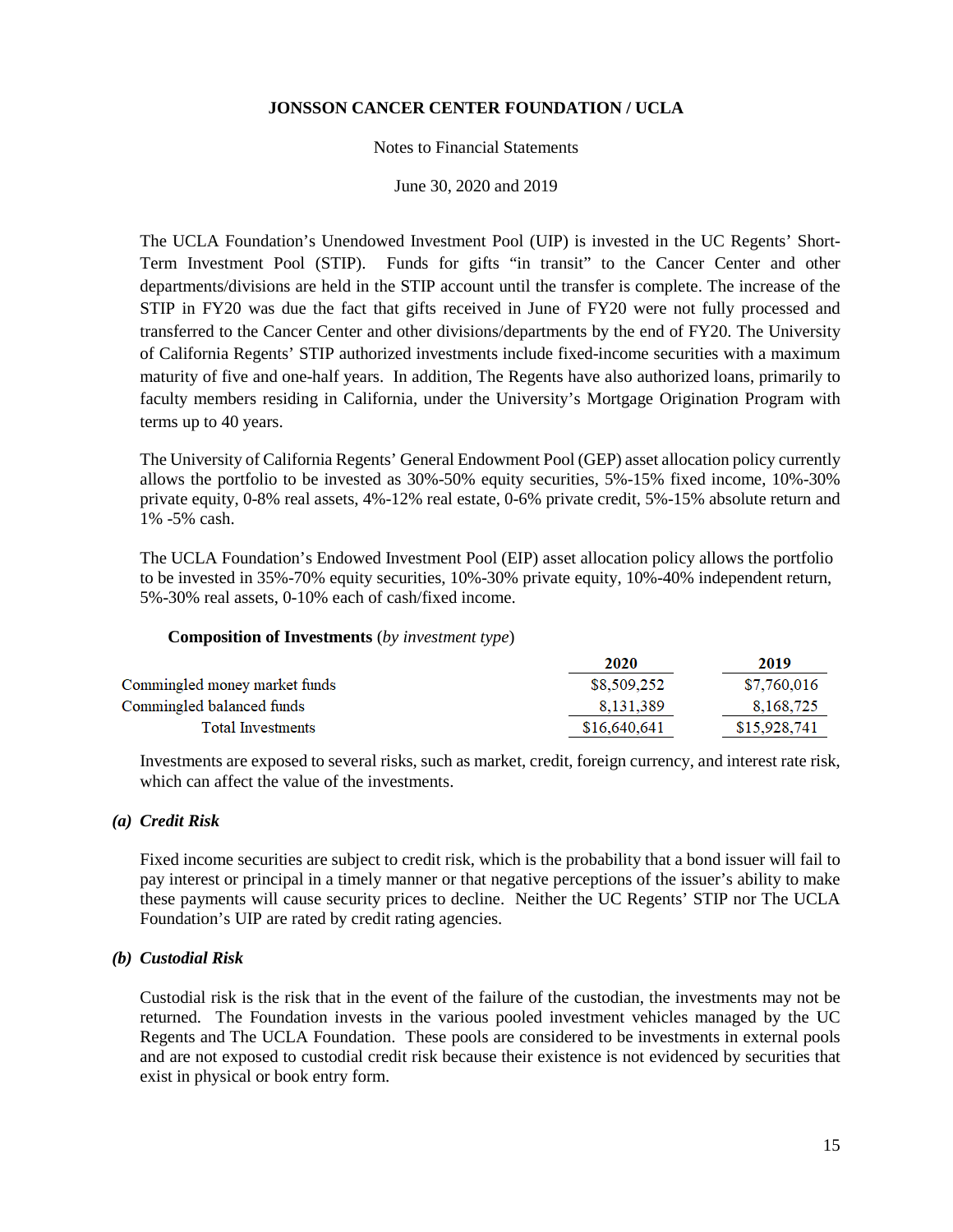The UCLA Foundation's Unendowed Investment Pool (UIP) is invested in the UC Regents' Short-Term Investment Pool (STIP). Funds for gifts "in transit" to the Cancer Center and other departments/divisions are held in the STIP account until the transfer is complete. The increase of the STIP in FY20 was due the fact that gifts received in June of FY20 were not fully processed and transferred to the Cancer Center and other divisions/departments by the end of FY20. The University of California Regents' STIP authorized investments include fixed-income securities with a maximum maturity of five and one-half years. In addition, The Regents have also authorized loans, primarily to faculty members residing in California, under the University's Mortgage Origination Program with terms up to 40 years.

The University of California Regents' General Endowment Pool (GEP) asset allocation policy currently allows the portfolio to be invested as 30%-50% equity securities, 5%-15% fixed income, 10%-30% private equity, 0-8% real assets, 4%-12% real estate, 0-6% private credit, 5%-15% absolute return and 1% -5% cash.

The UCLA Foundation's Endowed Investment Pool (EIP) asset allocation policy allows the portfolio to be invested in 35%-70% equity securities, 10%-30% private equity, 10%-40% independent return, 5%-30% real assets, 0-10% each of cash/fixed income.

**Composition of Investments** (*by investment type*)

| | 2020 | 2019 |
|---|---|---|
| Commingled money market funds | $8,509,252 | $7,760,016 |
| Commingled balanced funds | 8,131,389 | 8,168,725 |
| Total Investments | $16,640,641 | $15,928,741 |

Investments are exposed to several risks, such as market, credit, foreign currency, and interest rate risk, which can affect the value of the investments.

### *(a) Credit Risk*

Fixed income securities are subject to credit risk, which is the probability that a bond issuer will fail to pay interest or principal in a timely manner or that negative perceptions of the issuer's ability to make these payments will cause security prices to decline. Neither the UC Regents' STIP nor The UCLA Foundation's UIP are rated by credit rating agencies.

### *(b) Custodial Risk*

Custodial risk is the risk that in the event of the failure of the custodian, the investments may not be returned. The Foundation invests in the various pooled investment vehicles managed by the UC Regents and The UCLA Foundation. These pools are considered to be investments in external pools and are not exposed to custodial credit risk because their existence is not evidenced by securities that exist in physical or book entry form.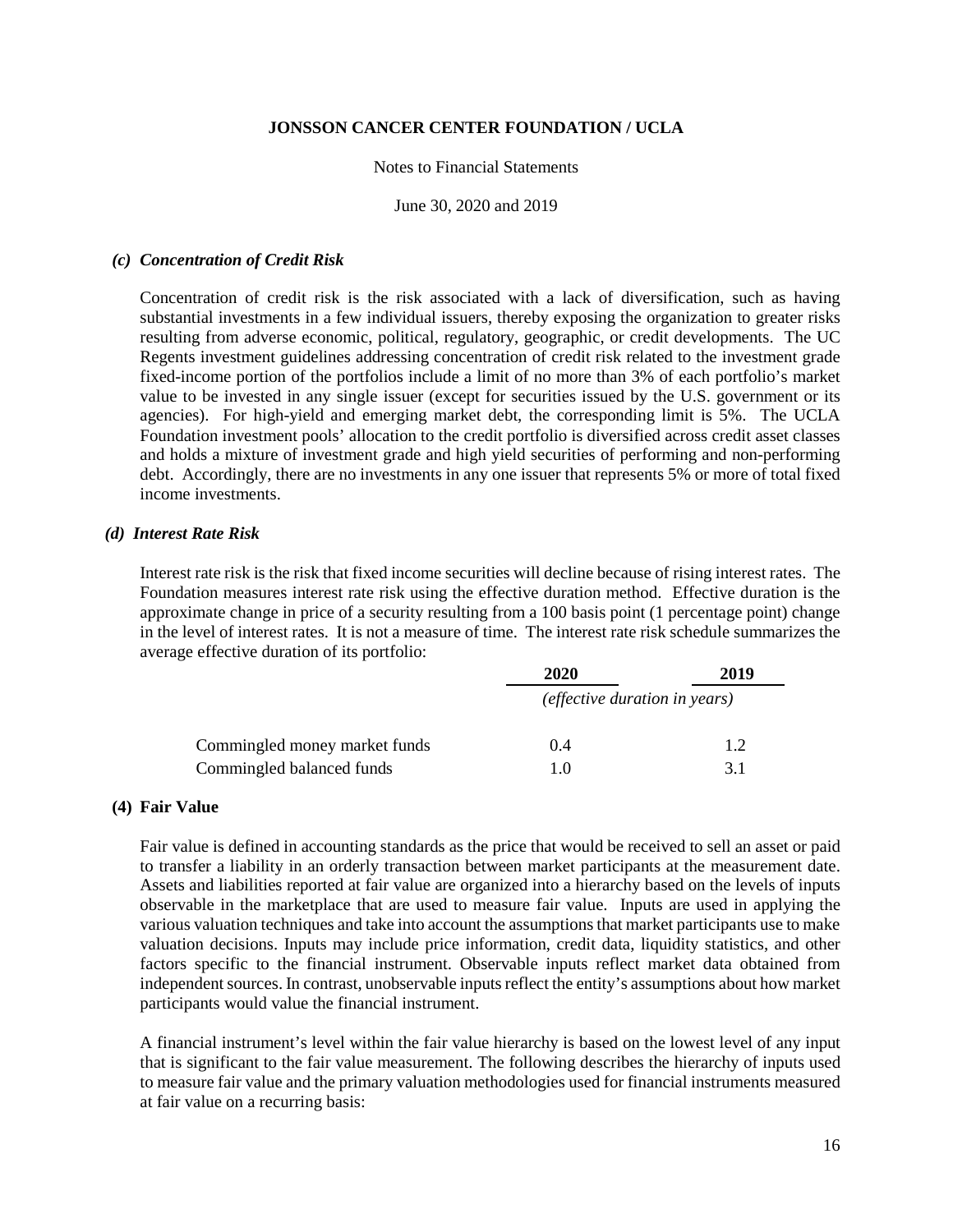### *(c) Concentration of Credit Risk*

Concentration of credit risk is the risk associated with a lack of diversification, such as having substantial investments in a few individual issuers, thereby exposing the organization to greater risks resulting from adverse economic, political, regulatory, geographic, or credit developments. The UC Regents investment guidelines addressing concentration of credit risk related to the investment grade fixed-income portion of the portfolios include a limit of no more than 3% of each portfolio's market value to be invested in any single issuer (except for securities issued by the U.S. government or its agencies). For high-yield and emerging market debt, the corresponding limit is 5%. The UCLA Foundation investment pools' allocation to the credit portfolio is diversified across credit asset classes and holds a mixture of investment grade and high yield securities of performing and non-performing debt. Accordingly, there are no investments in any one issuer that represents 5% or more of total fixed income investments.

### *(d) Interest Rate Risk*

Interest rate risk is the risk that fixed income securities will decline because of rising interest rates. The Foundation measures interest rate risk using the effective duration method. Effective duration is the approximate change in price of a security resulting from a 100 basis point (1 percentage point) change in the level of interest rates. It is not a measure of time. The interest rate risk schedule summarizes the average effective duration of its portfolio:

| | 2020 | 2019 |
|---|---|---|
| | *(effective duration in years)* | |
| Commingled money market funds | 0.4 | 1.2 |
| Commingled balanced funds | 1.0 | 3.1 |

## (4) Fair Value

Fair value is defined in accounting standards as the price that would be received to sell an asset or paid to transfer a liability in an orderly transaction between market participants at the measurement date. Assets and liabilities reported at fair value are organized into a hierarchy based on the levels of inputs observable in the marketplace that are used to measure fair value. Inputs are used in applying the various valuation techniques and take into account the assumptions that market participants use to make valuation decisions. Inputs may include price information, credit data, liquidity statistics, and other factors specific to the financial instrument. Observable inputs reflect market data obtained from independent sources. In contrast, unobservable inputs reflect the entity's assumptions about how market participants would value the financial instrument.

A financial instrument's level within the fair value hierarchy is based on the lowest level of any input that is significant to the fair value measurement. The following describes the hierarchy of inputs used to measure fair value and the primary valuation methodologies used for financial instruments measured at fair value on a recurring basis: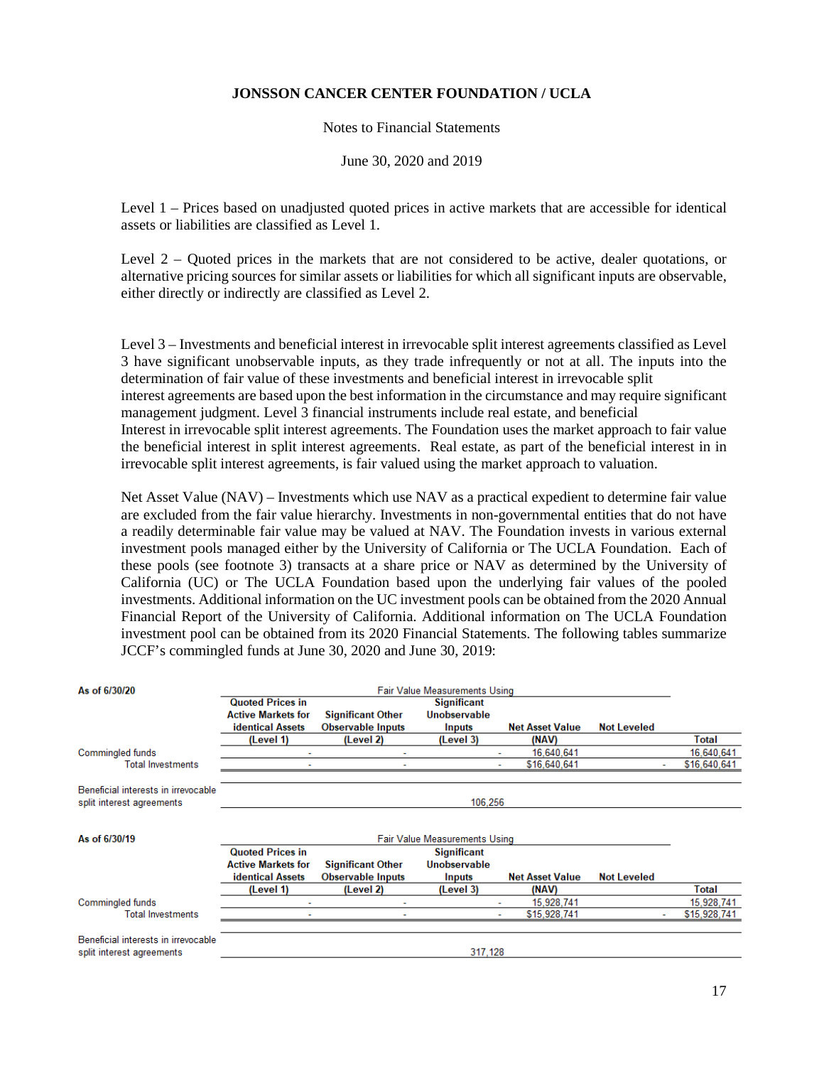Level 1 – Prices based on unadjusted quoted prices in active markets that are accessible for identical assets or liabilities are classified as Level 1.

Level 2 – Quoted prices in the markets that are not considered to be active, dealer quotations, or alternative pricing sources for similar assets or liabilities for which all significant inputs are observable, either directly or indirectly are classified as Level 2.

Level 3 – Investments and beneficial interest in irrevocable split interest agreements classified as Level 3 have significant unobservable inputs, as they trade infrequently or not at all. The inputs into the determination of fair value of these investments and beneficial interest in irrevocable split interest agreements are based upon the best information in the circumstance and may require significant management judgment. Level 3 financial instruments include real estate, and beneficial Interest in irrevocable split interest agreements. The Foundation uses the market approach to fair value the beneficial interest in split interest agreements. Real estate, as part of the beneficial interest in in irrevocable split interest agreements, is fair valued using the market approach to valuation.

Net Asset Value (NAV) – Investments which use NAV as a practical expedient to determine fair value are excluded from the fair value hierarchy. Investments in non-governmental entities that do not have a readily determinable fair value may be valued at NAV. The Foundation invests in various external investment pools managed either by the University of California or The UCLA Foundation. Each of these pools (see footnote 3) transacts at a share price or NAV as determined by the University of California (UC) or The UCLA Foundation based upon the underlying fair values of the pooled investments. Additional information on the UC investment pools can be obtained from the 2020 Annual Financial Report of the University of California. Additional information on The UCLA Foundation investment pool can be obtained from its 2020 Financial Statements. The following tables summarize JCCF's commingled funds at June 30, 2020 and June 30, 2019:

| As of 6/30/20 | Fair Value Measurements Using | | | | | |
|---|---|---|---|---|---|---|
| | Quoted Prices in Active Markets for identical Assets (Level 1) | Significant Other Observable Inputs (Level 2) | Significant Unobservable Inputs (Level 3) | Net Asset Value (NAV) | Not Leveled | Total |
| Commingled funds | - | - | - | 16,640,641 | | 16,640,641 |
| Total Investments | - | - | - | $16,640,641 | - | $16,640,641 |
| Beneficial interests in irrevocable split interest agreements | | | 106,256 | | | |

| As of 6/30/19 | Fair Value Measurements Using | | | | | |
|---|---|---|---|---|---|---|
| | Quoted Prices in Active Markets for identical Assets (Level 1) | Significant Other Observable Inputs (Level 2) | Significant Unobservable Inputs (Level 3) | Net Asset Value (NAV) | Not Leveled | Total |
| Commingled funds | - | - | - | 15,928,741 | | 15,928,741 |
| Total Investments | - | - | - | $15,928,741 | - | $15,928,741 |
| Beneficial interests in irrevocable split interest agreements | | | 317,128 | | | |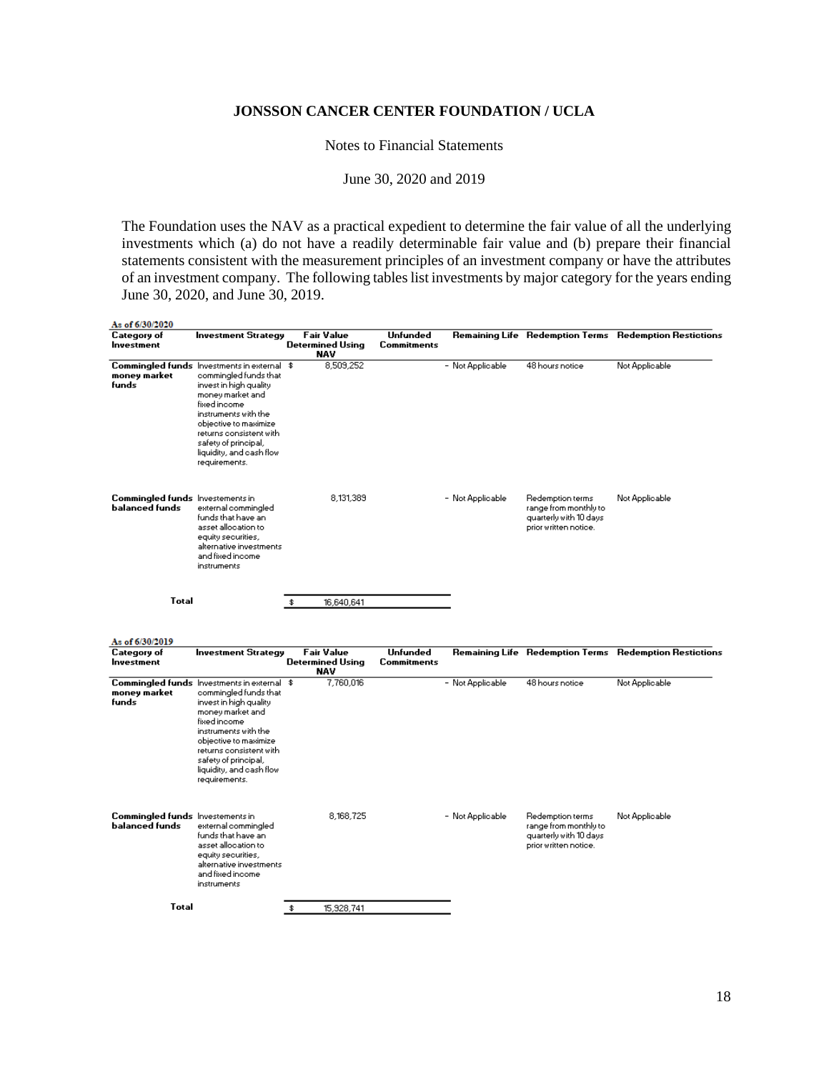# JONSSON CANCER CENTER FOUNDATION / UCLA

Notes to Financial Statements

June 30, 2020 and 2019

The Foundation uses the NAV as a practical expedient to determine the fair value of all the underlying investments which (a) do not have a readily determinable fair value and (b) prepare their financial statements consistent with the measurement principles of an investment company or have the attributes of an investment company. The following tables list investments by major category for the years ending June 30, 2020, and June 30, 2019.

As of 6/30/2020

| Category of Investment | Investment Strategy | Fair Value Determined Using NAV | Unfunded Commitments | Remaining Life | Redemption Terms | Redemption Restictions |
|---|---|---|---|---|---|---|
| **Commingled funds money market funds** | Investments in external commingled funds that invest in high quality money market and fixed income instruments with the objective to maximize returns consistent with safety of principal, liquidity, and cash flow requirements. | $ 8,509,252 | - | Not Applicable | 48 hours notice | Not Applicable |
| **Commingled funds balanced funds** | Investements in external commingled funds that have an asset allocation to equity securities, alternative investments and fixed income instruments | 8,131,389 | - | Not Applicable | Redemption terms range from monthly to quarterly with 10 days prior written notice. | Not Applicable |
| **Total** | | $ 16,640,641 | | | | |

As of 6/30/2019

| Category of Investment | Investment Strategy | Fair Value Determined Using NAV | Unfunded Commitments | Remaining Life | Redemption Terms | Redemption Restictions |
|---|---|---|---|---|---|---|
| **Commingled funds money market funds** | Investments in external commingled funds that invest in high quality money market and fixed income instruments with the objective to maximize returns consistent with safety of principal, liquidity, and cash flow requirements. | $ 7,760,016 | - | Not Applicable | 48 hours notice | Not Applicable |
| **Commingled funds balanced funds** | Investements in external commingled funds that have an asset allocation to equity securities, alternative investments and fixed income instruments | 8,168,725 | - | Not Applicable | Redemption terms range from monthly to quarterly with 10 days prior written notice. | Not Applicable |
| **Total** | | $ 15,928,741 | | | | |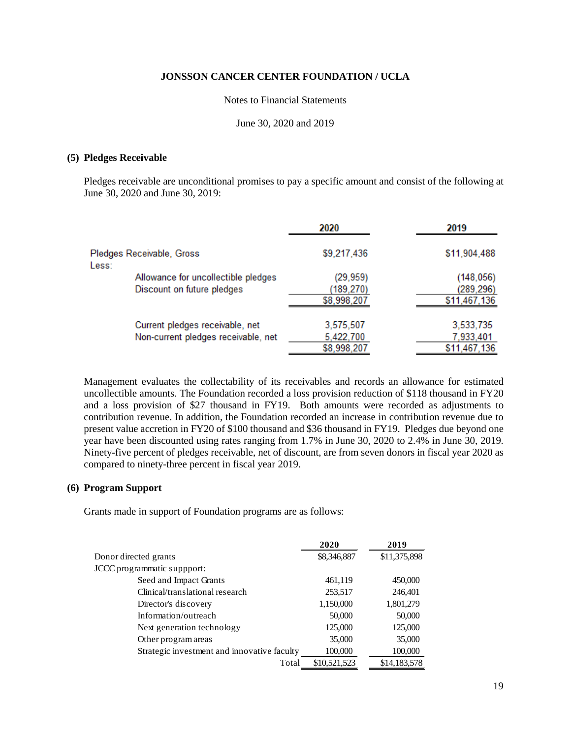**JONSSON CANCER CENTER FOUNDATION / UCLA**

Notes to Financial Statements

June 30, 2020 and 2019

### (5) Pledges Receivable

Pledges receivable are unconditional promises to pay a specific amount and consist of the following at June 30, 2020 and June 30, 2019:

| | 2020 | 2019 |
|---|---|---|
| Pledges Receivable, Gross | $9,217,436 | $11,904,488 |
| Less: | | |
| Allowance for uncollectible pledges | (29,959) | (148,056) |
| Discount on future pledges | (189,270) | (289,296) |
| | $8,998,207 | $11,467,136 |
| Current pledges receivable, net | 3,575,507 | 3,533,735 |
| Non-current pledges receivable, net | 5,422,700 | 7,933,401 |
| | $8,998,207 | $11,467,136 |

Management evaluates the collectability of its receivables and records an allowance for estimated uncollectible amounts. The Foundation recorded a loss provision reduction of $118 thousand in FY20 and a loss provision of $27 thousand in FY19. Both amounts were recorded as adjustments to contribution revenue. In addition, the Foundation recorded an increase in contribution revenue due to present value accretion in FY20 of $100 thousand and $36 thousand in FY19. Pledges due beyond one year have been discounted using rates ranging from 1.7% in June 30, 2020 to 2.4% in June 30, 2019. Ninety-five percent of pledges receivable, net of discount, are from seven donors in fiscal year 2020 as compared to ninety-three percent in fiscal year 2019.

### (6) Program Support

Grants made in support of Foundation programs are as follows:

| | 2020 | 2019 |
|---|---|---|
| Donor directed grants | $8,346,887 | $11,375,898 |
| JCCC programmatic suppport: | | |
| Seed and Impact Grants | 461,119 | 450,000 |
| Clinical/translational research | 253,517 | 246,401 |
| Director's discovery | 1,150,000 | 1,801,279 |
| Information/outreach | 50,000 | 50,000 |
| Next generation technology | 125,000 | 125,000 |
| Other program areas | 35,000 | 35,000 |
| Strategic investment and innovative faculty | 100,000 | 100,000 |
| Total | $10,521,523 | $14,183,578 |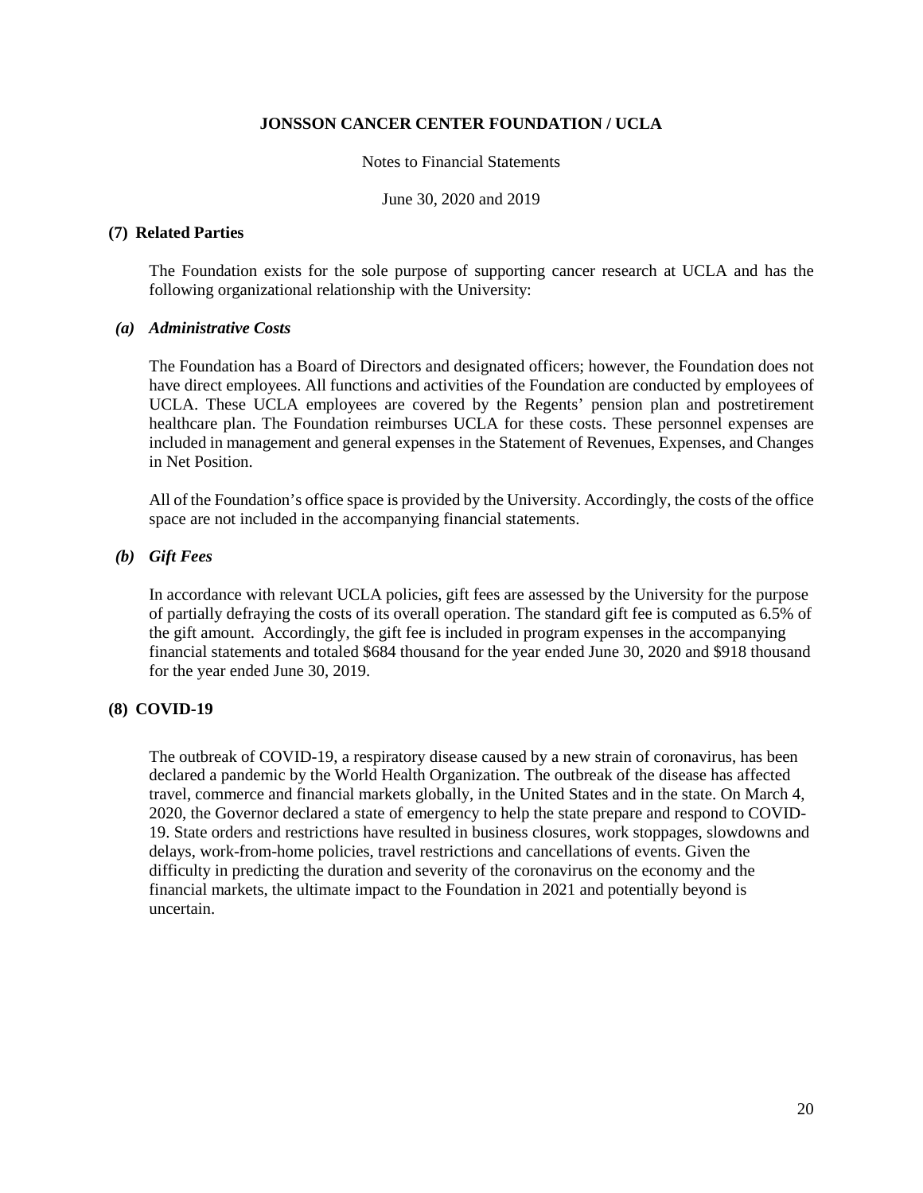## (7) Related Parties

The Foundation exists for the sole purpose of supporting cancer research at UCLA and has the following organizational relationship with the University:

### *(a) Administrative Costs*

The Foundation has a Board of Directors and designated officers; however, the Foundation does not have direct employees. All functions and activities of the Foundation are conducted by employees of UCLA. These UCLA employees are covered by the Regents' pension plan and postretirement healthcare plan. The Foundation reimburses UCLA for these costs. These personnel expenses are included in management and general expenses in the Statement of Revenues, Expenses, and Changes in Net Position.

All of the Foundation's office space is provided by the University. Accordingly, the costs of the office space are not included in the accompanying financial statements.

### *(b) Gift Fees*

In accordance with relevant UCLA policies, gift fees are assessed by the University for the purpose of partially defraying the costs of its overall operation. The standard gift fee is computed as 6.5% of the gift amount. Accordingly, the gift fee is included in program expenses in the accompanying financial statements and totaled $684 thousand for the year ended June 30, 2020 and $918 thousand for the year ended June 30, 2019.

## (8) COVID-19

The outbreak of COVID-19, a respiratory disease caused by a new strain of coronavirus, has been declared a pandemic by the World Health Organization. The outbreak of the disease has affected travel, commerce and financial markets globally, in the United States and in the state. On March 4, 2020, the Governor declared a state of emergency to help the state prepare and respond to COVID-19. State orders and restrictions have resulted in business closures, work stoppages, slowdowns and delays, work-from-home policies, travel restrictions and cancellations of events. Given the difficulty in predicting the duration and severity of the coronavirus on the economy and the financial markets, the ultimate impact to the Foundation in 2021 and potentially beyond is uncertain.